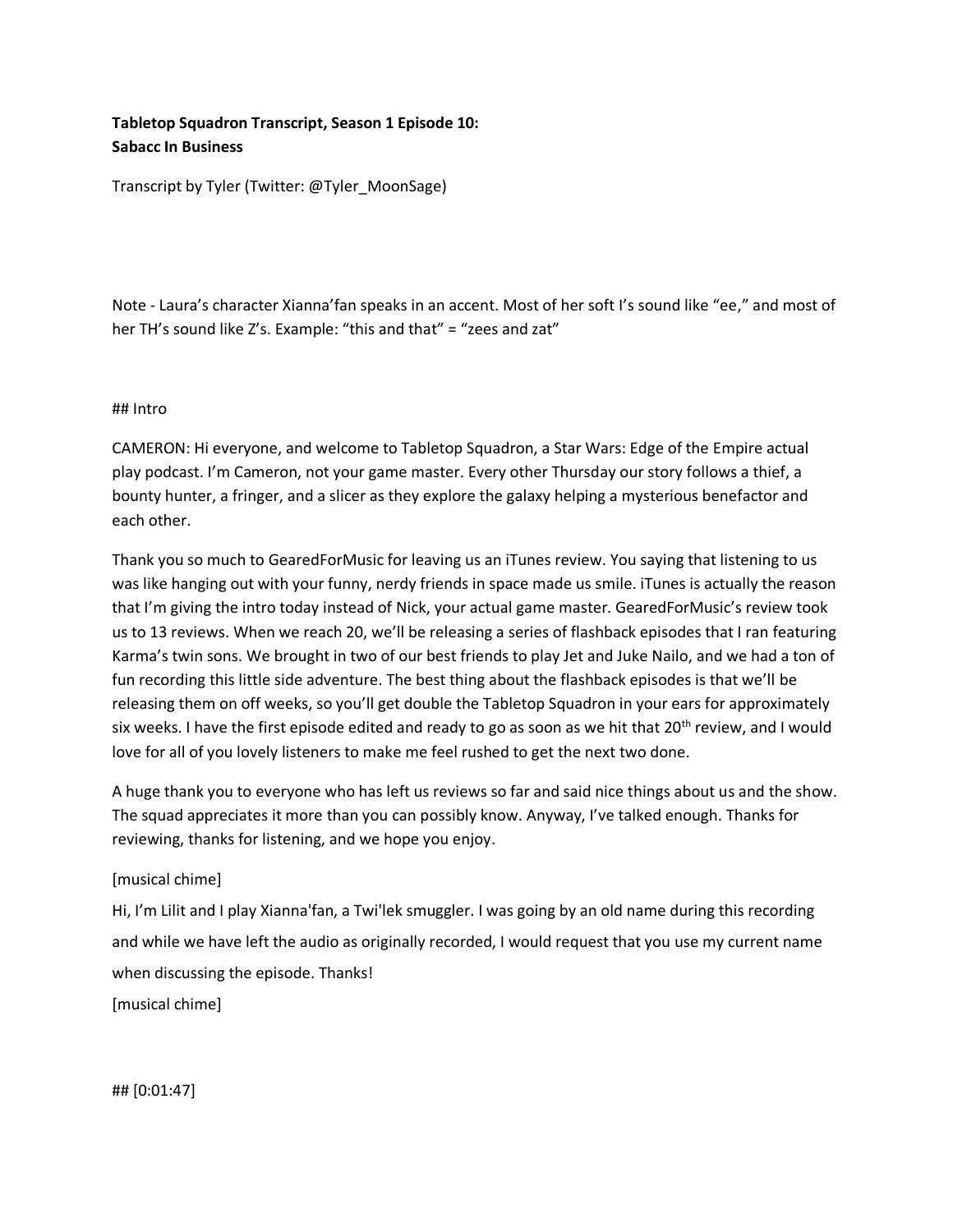**Tabletop Squadron Transcript, Season 1 Episode 10:**
**Sabacc In Business**

Transcript by Tyler (Twitter: @Tyler_MoonSage)

Note - Laura's character Xianna'fan speaks in an accent. Most of her soft I's sound like "ee," and most of her TH's sound like Z's. Example: "this and that" = "zees and zat"

## Intro

CAMERON: Hi everyone, and welcome to Tabletop Squadron, a Star Wars: Edge of the Empire actual play podcast. I'm Cameron, not your game master. Every other Thursday our story follows a thief, a bounty hunter, a fringer, and a slicer as they explore the galaxy helping a mysterious benefactor and each other.

Thank you so much to GearedForMusic for leaving us an iTunes review. You saying that listening to us was like hanging out with your funny, nerdy friends in space made us smile. iTunes is actually the reason that I'm giving the intro today instead of Nick, your actual game master. GearedForMusic's review took us to 13 reviews. When we reach 20, we'll be releasing a series of flashback episodes that I ran featuring Karma's twin sons. We brought in two of our best friends to play Jet and Juke Nailo, and we had a ton of fun recording this little side adventure. The best thing about the flashback episodes is that we'll be releasing them on off weeks, so you'll get double the Tabletop Squadron in your ears for approximately six weeks. I have the first episode edited and ready to go as soon as we hit that 20th review, and I would love for all of you lovely listeners to make me feel rushed to get the next two done.

A huge thank you to everyone who has left us reviews so far and said nice things about us and the show. The squad appreciates it more than you can possibly know. Anyway, I've talked enough. Thanks for reviewing, thanks for listening, and we hope you enjoy.

[musical chime]

Hi, I'm Lilit and I play Xianna'fan, a Twi'lek smuggler. I was going by an old name during this recording and while we have left the audio as originally recorded, I would request that you use my current name when discussing the episode. Thanks!

[musical chime]

## [0:01:47]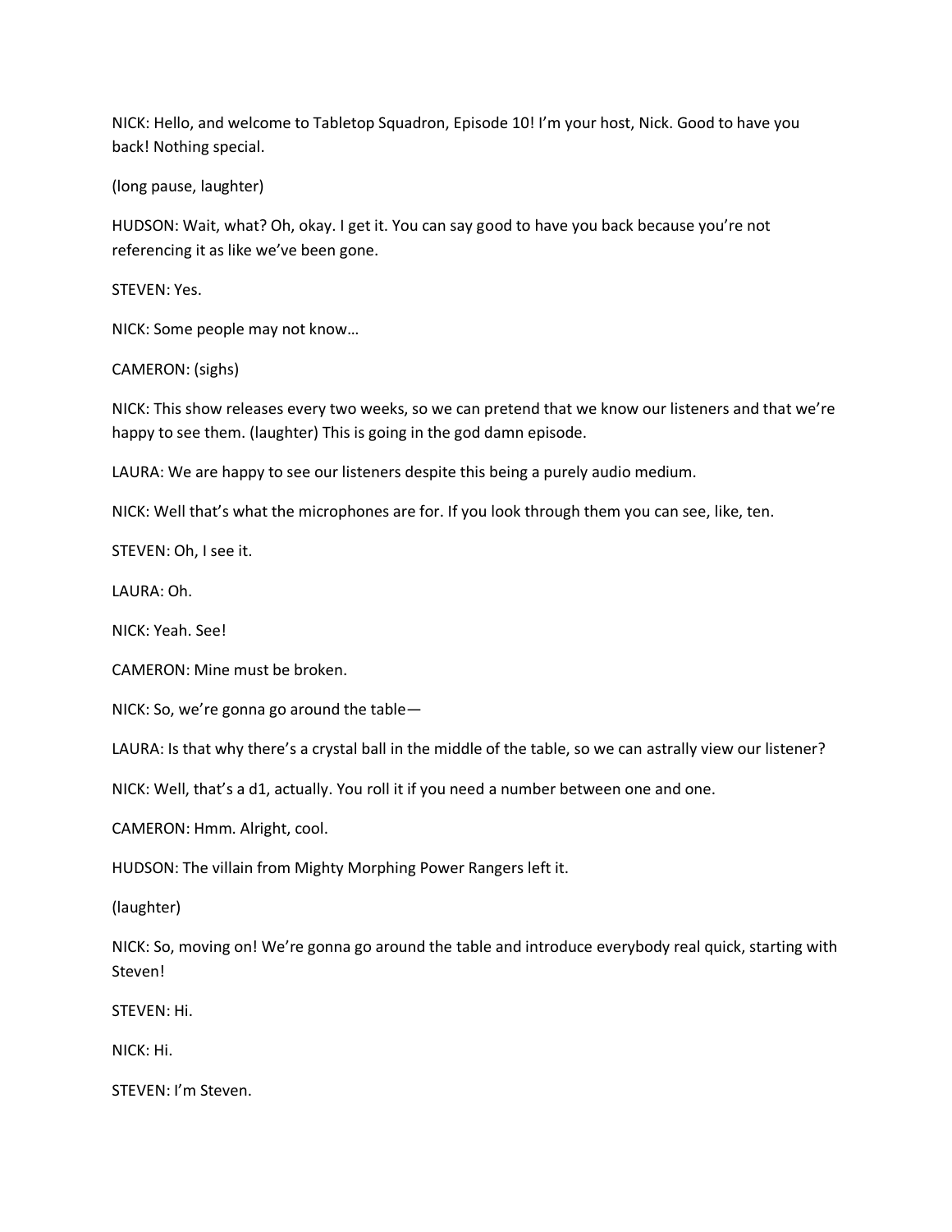NICK: Hello, and welcome to Tabletop Squadron, Episode 10! I'm your host, Nick. Good to have you back! Nothing special.

(long pause, laughter)

HUDSON: Wait, what? Oh, okay. I get it. You can say good to have you back because you're not referencing it as like we've been gone.

STEVEN: Yes.

NICK: Some people may not know…

CAMERON: (sighs)

NICK: This show releases every two weeks, so we can pretend that we know our listeners and that we're happy to see them. (laughter) This is going in the god damn episode.

LAURA: We are happy to see our listeners despite this being a purely audio medium.

NICK: Well that's what the microphones are for. If you look through them you can see, like, ten.

STEVEN: Oh, I see it.

LAURA: Oh.

NICK: Yeah. See!

CAMERON: Mine must be broken.

NICK: So, we're gonna go around the table—

LAURA: Is that why there's a crystal ball in the middle of the table, so we can astrally view our listener?

NICK: Well, that's a d1, actually. You roll it if you need a number between one and one.

CAMERON: Hmm. Alright, cool.

HUDSON: The villain from Mighty Morphing Power Rangers left it.

(laughter)

NICK: So, moving on! We're gonna go around the table and introduce everybody real quick, starting with Steven!

STEVEN: Hi.

NICK: Hi.

STEVEN: I'm Steven.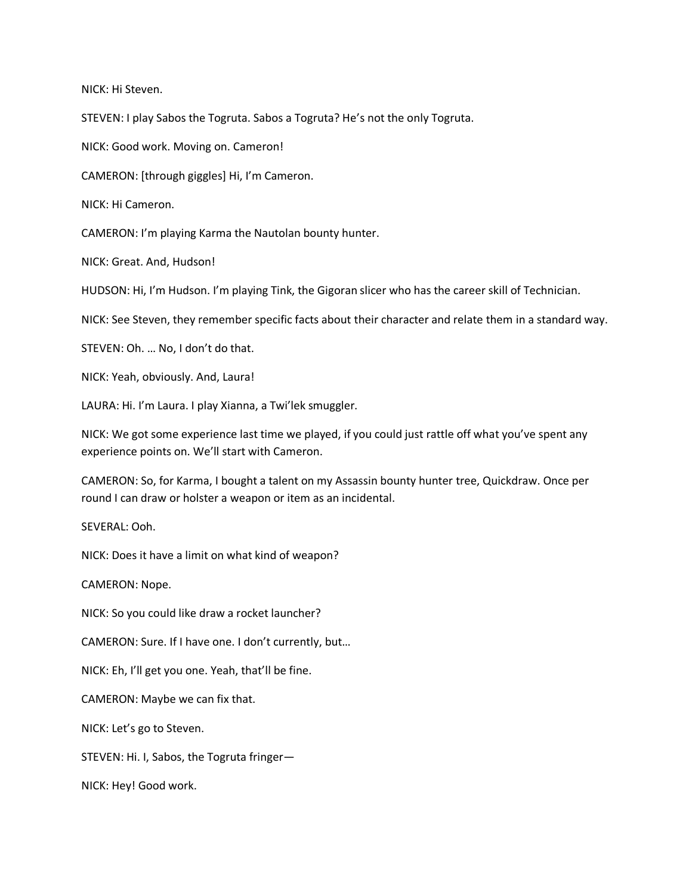NICK: Hi Steven.

STEVEN: I play Sabos the Togruta. Sabos a Togruta? He's not the only Togruta.

NICK: Good work. Moving on. Cameron!

CAMERON: [through giggles] Hi, I'm Cameron.

NICK: Hi Cameron.

CAMERON: I'm playing Karma the Nautolan bounty hunter.

NICK: Great. And, Hudson!

HUDSON: Hi, I'm Hudson. I'm playing Tink, the Gigoran slicer who has the career skill of Technician.

NICK: See Steven, they remember specific facts about their character and relate them in a standard way.

STEVEN: Oh. … No, I don't do that.

NICK: Yeah, obviously. And, Laura!

LAURA: Hi. I'm Laura. I play Xianna, a Twi'lek smuggler.

NICK: We got some experience last time we played, if you could just rattle off what you've spent any experience points on. We'll start with Cameron.

CAMERON: So, for Karma, I bought a talent on my Assassin bounty hunter tree, Quickdraw. Once per round I can draw or holster a weapon or item as an incidental.

SEVERAL: Ooh.

NICK: Does it have a limit on what kind of weapon?

CAMERON: Nope.

NICK: So you could like draw a rocket launcher?

CAMERON: Sure. If I have one. I don't currently, but…

NICK: Eh, I'll get you one. Yeah, that'll be fine.

CAMERON: Maybe we can fix that.

NICK: Let's go to Steven.

STEVEN: Hi. I, Sabos, the Togruta fringer—

NICK: Hey! Good work.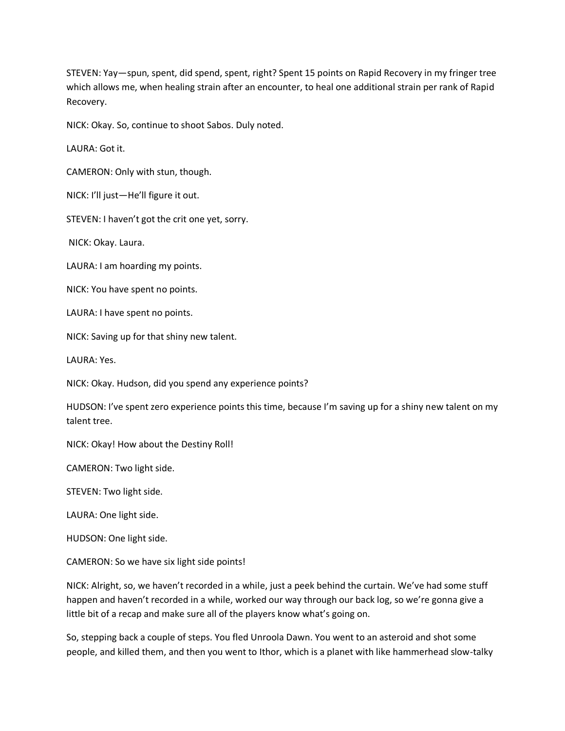STEVEN: Yay—spun, spent, did spend, spent, right? Spent 15 points on Rapid Recovery in my fringer tree which allows me, when healing strain after an encounter, to heal one additional strain per rank of Rapid Recovery.

NICK: Okay. So, continue to shoot Sabos. Duly noted.

LAURA: Got it.

CAMERON: Only with stun, though.

NICK: I'll just—He'll figure it out.

STEVEN: I haven't got the crit one yet, sorry.

NICK: Okay. Laura.

LAURA: I am hoarding my points.

NICK: You have spent no points.

LAURA: I have spent no points.

NICK: Saving up for that shiny new talent.

LAURA: Yes.

NICK: Okay. Hudson, did you spend any experience points?

HUDSON: I've spent zero experience points this time, because I'm saving up for a shiny new talent on my talent tree.

NICK: Okay! How about the Destiny Roll!

CAMERON: Two light side.

STEVEN: Two light side.

LAURA: One light side.

HUDSON: One light side.

CAMERON: So we have six light side points!

NICK: Alright, so, we haven't recorded in a while, just a peek behind the curtain. We've had some stuff happen and haven't recorded in a while, worked our way through our back log, so we're gonna give a little bit of a recap and make sure all of the players know what's going on.

So, stepping back a couple of steps. You fled Unroola Dawn. You went to an asteroid and shot some people, and killed them, and then you went to Ithor, which is a planet with like hammerhead slow-talky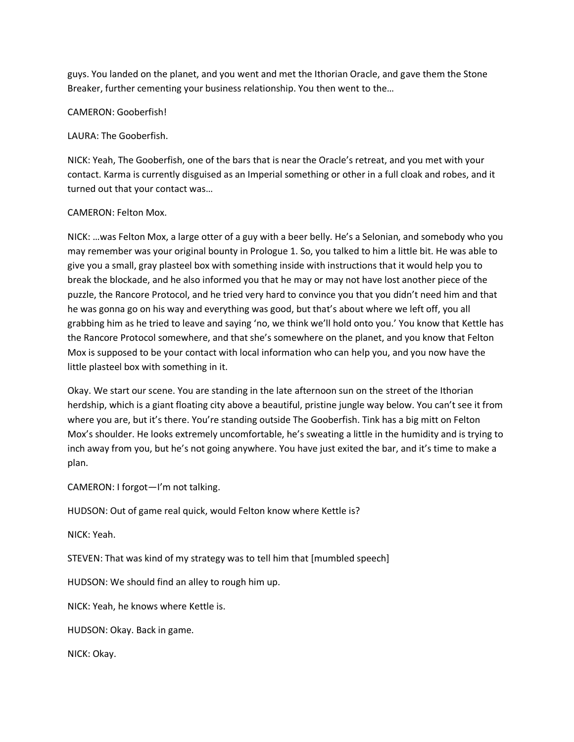guys. You landed on the planet, and you went and met the Ithorian Oracle, and gave them the Stone Breaker, further cementing your business relationship. You then went to the…

CAMERON: Gooberfish!

LAURA: The Gooberfish.

NICK: Yeah, The Gooberfish, one of the bars that is near the Oracle's retreat, and you met with your contact. Karma is currently disguised as an Imperial something or other in a full cloak and robes, and it turned out that your contact was…

CAMERON: Felton Mox.

NICK: …was Felton Mox, a large otter of a guy with a beer belly. He's a Selonian, and somebody who you may remember was your original bounty in Prologue 1. So, you talked to him a little bit. He was able to give you a small, gray plasteel box with something inside with instructions that it would help you to break the blockade, and he also informed you that he may or may not have lost another piece of the puzzle, the Rancore Protocol, and he tried very hard to convince you that you didn't need him and that he was gonna go on his way and everything was good, but that's about where we left off, you all grabbing him as he tried to leave and saying 'no, we think we'll hold onto you.' You know that Kettle has the Rancore Protocol somewhere, and that she's somewhere on the planet, and you know that Felton Mox is supposed to be your contact with local information who can help you, and you now have the little plasteel box with something in it.

Okay. We start our scene. You are standing in the late afternoon sun on the street of the Ithorian herdship, which is a giant floating city above a beautiful, pristine jungle way below. You can't see it from where you are, but it's there. You're standing outside The Gooberfish. Tink has a big mitt on Felton Mox's shoulder. He looks extremely uncomfortable, he's sweating a little in the humidity and is trying to inch away from you, but he's not going anywhere. You have just exited the bar, and it's time to make a plan.

CAMERON: I forgot—I'm not talking.

HUDSON: Out of game real quick, would Felton know where Kettle is?

NICK: Yeah.

STEVEN: That was kind of my strategy was to tell him that [mumbled speech]

HUDSON: We should find an alley to rough him up.

NICK: Yeah, he knows where Kettle is.

HUDSON: Okay. Back in game.

NICK: Okay.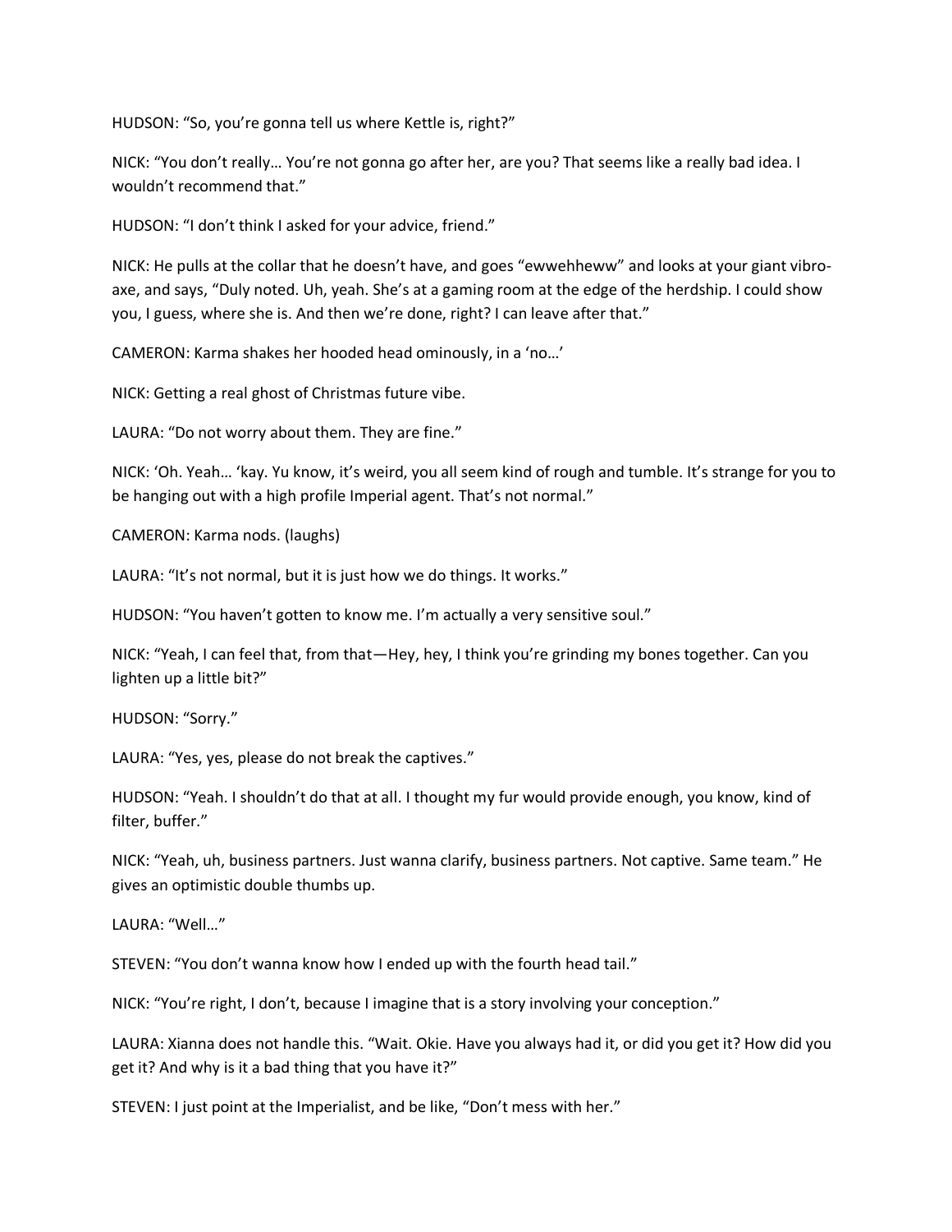HUDSON: “So, you’re gonna tell us where Kettle is, right?”

NICK: “You don’t really… You’re not gonna go after her, are you? That seems like a really bad idea. I wouldn’t recommend that.”

HUDSON: “I don’t think I asked for your advice, friend.”

NICK: He pulls at the collar that he doesn’t have, and goes “ewwehheww” and looks at your giant vibro-axe, and says, “Duly noted. Uh, yeah. She’s at a gaming room at the edge of the herdship. I could show you, I guess, where she is. And then we’re done, right? I can leave after that.”

CAMERON: Karma shakes her hooded head ominously, in a ‘no…’

NICK: Getting a real ghost of Christmas future vibe.

LAURA: “Do not worry about them. They are fine.”

NICK: ‘Oh. Yeah… ‘kay. Yu know, it’s weird, you all seem kind of rough and tumble. It’s strange for you to be hanging out with a high profile Imperial agent. That’s not normal.”

CAMERON: Karma nods. (laughs)

LAURA: “It’s not normal, but it is just how we do things. It works.”

HUDSON: “You haven’t gotten to know me. I’m actually a very sensitive soul.”

NICK: “Yeah, I can feel that, from that—Hey, hey, I think you’re grinding my bones together. Can you lighten up a little bit?”

HUDSON: “Sorry.”

LAURA: “Yes, yes, please do not break the captives.”

HUDSON: “Yeah. I shouldn’t do that at all. I thought my fur would provide enough, you know, kind of filter, buffer.”

NICK: “Yeah, uh, business partners. Just wanna clarify, business partners. Not captive. Same team.” He gives an optimistic double thumbs up.

LAURA: “Well…”

STEVEN: “You don’t wanna know how I ended up with the fourth head tail.”

NICK: “You’re right, I don’t, because I imagine that is a story involving your conception.”

LAURA: Xianna does not handle this. “Wait. Okie. Have you always had it, or did you get it? How did you get it? And why is it a bad thing that you have it?”

STEVEN: I just point at the Imperialist, and be like, “Don’t mess with her.”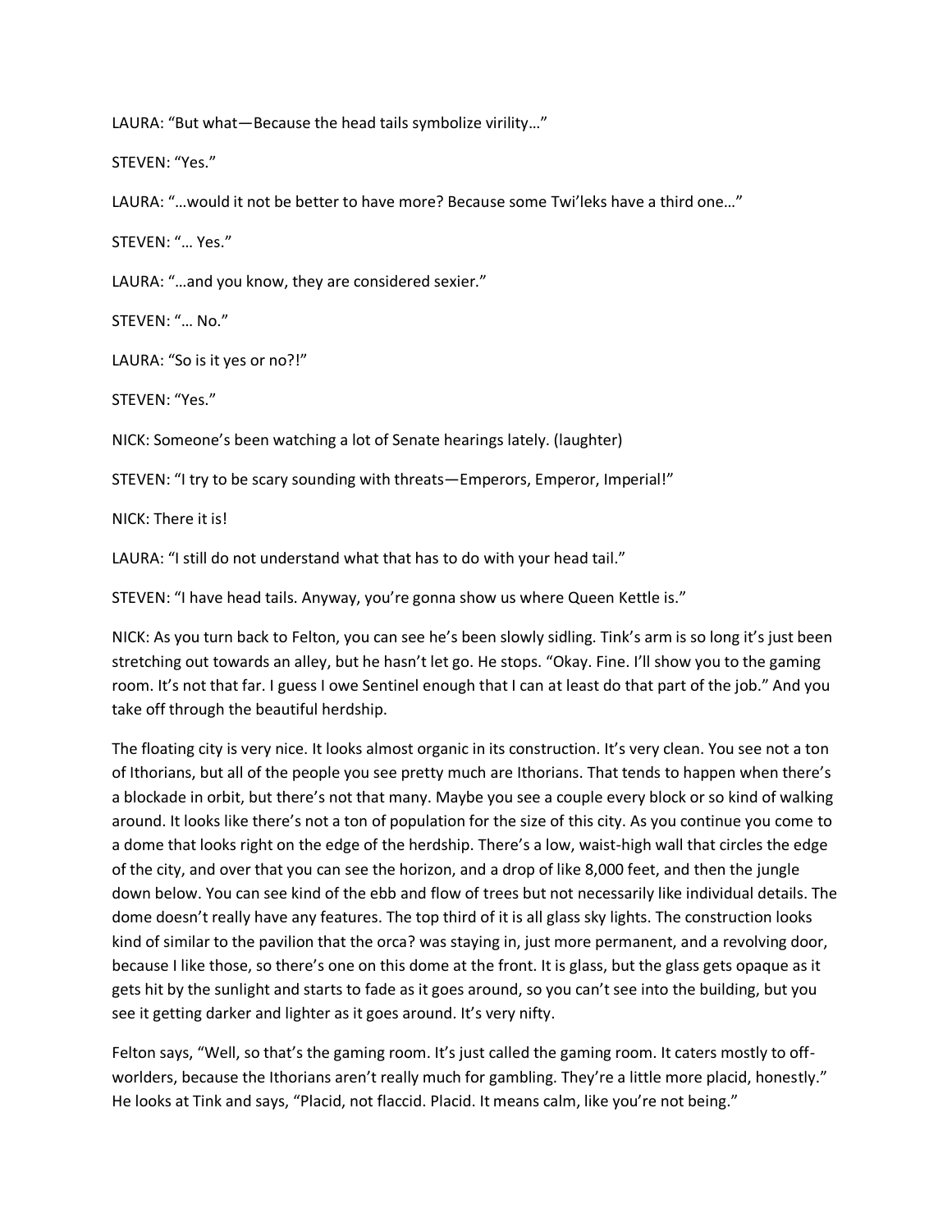LAURA: "But what—Because the head tails symbolize virility…"

STEVEN: "Yes."

LAURA: "…would it not be better to have more? Because some Twi'leks have a third one…"

STEVEN: "… Yes."

LAURA: "…and you know, they are considered sexier."

STEVEN: "… No."

LAURA: "So is it yes or no?!"

STEVEN: "Yes."

NICK: Someone's been watching a lot of Senate hearings lately. (laughter)

STEVEN: "I try to be scary sounding with threats—Emperors, Emperor, Imperial!"

NICK: There it is!

LAURA: "I still do not understand what that has to do with your head tail."

STEVEN: "I have head tails. Anyway, you're gonna show us where Queen Kettle is."

NICK: As you turn back to Felton, you can see he's been slowly sidling. Tink's arm is so long it's just been stretching out towards an alley, but he hasn't let go. He stops. "Okay. Fine. I'll show you to the gaming room. It's not that far. I guess I owe Sentinel enough that I can at least do that part of the job." And you take off through the beautiful herdship.

The floating city is very nice. It looks almost organic in its construction. It's very clean. You see not a ton of Ithorians, but all of the people you see pretty much are Ithorians. That tends to happen when there's a blockade in orbit, but there's not that many. Maybe you see a couple every block or so kind of walking around. It looks like there's not a ton of population for the size of this city. As you continue you come to a dome that looks right on the edge of the herdship. There's a low, waist-high wall that circles the edge of the city, and over that you can see the horizon, and a drop of like 8,000 feet, and then the jungle down below. You can see kind of the ebb and flow of trees but not necessarily like individual details. The dome doesn't really have any features. The top third of it is all glass sky lights. The construction looks kind of similar to the pavilion that the orca? was staying in, just more permanent, and a revolving door, because I like those, so there's one on this dome at the front. It is glass, but the glass gets opaque as it gets hit by the sunlight and starts to fade as it goes around, so you can't see into the building, but you see it getting darker and lighter as it goes around. It's very nifty.

Felton says, "Well, so that's the gaming room. It's just called the gaming room. It caters mostly to off-worlders, because the Ithorians aren't really much for gambling. They're a little more placid, honestly." He looks at Tink and says, "Placid, not flaccid. Placid. It means calm, like you're not being."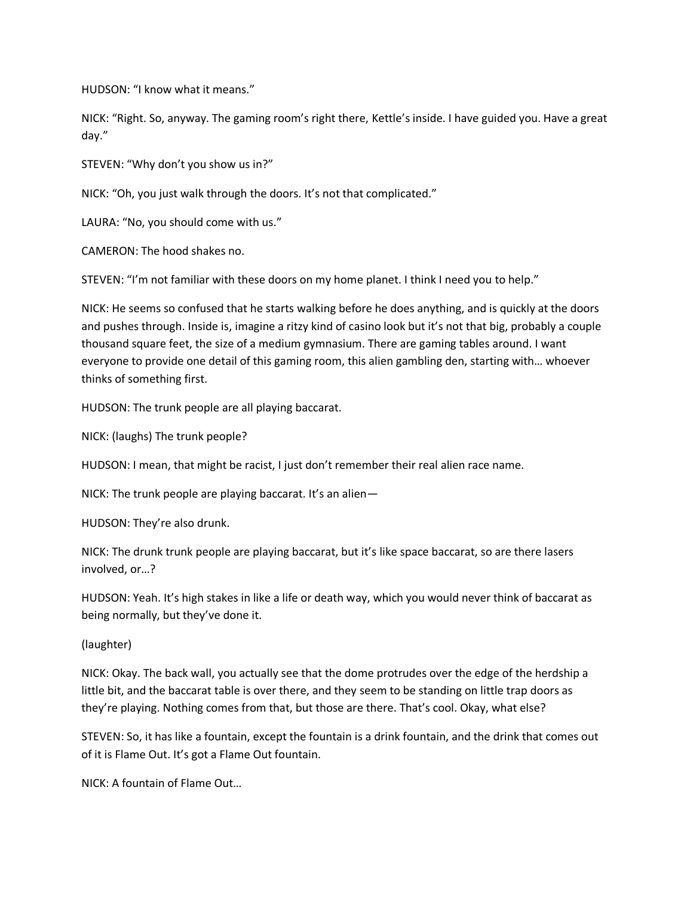HUDSON: “I know what it means.”

NICK: “Right. So, anyway. The gaming room’s right there, Kettle’s inside. I have guided you. Have a great day.”

STEVEN: “Why don’t you show us in?”

NICK: “Oh, you just walk through the doors. It’s not that complicated.”

LAURA: “No, you should come with us.”

CAMERON: The hood shakes no.

STEVEN: “I’m not familiar with these doors on my home planet. I think I need you to help.”

NICK: He seems so confused that he starts walking before he does anything, and is quickly at the doors and pushes through. Inside is, imagine a ritzy kind of casino look but it’s not that big, probably a couple thousand square feet, the size of a medium gymnasium. There are gaming tables around. I want everyone to provide one detail of this gaming room, this alien gambling den, starting with… whoever thinks of something first.

HUDSON: The trunk people are all playing baccarat.

NICK: (laughs) The trunk people?

HUDSON: I mean, that might be racist, I just don’t remember their real alien race name.

NICK: The trunk people are playing baccarat. It’s an alien—

HUDSON: They’re also drunk.

NICK: The drunk trunk people are playing baccarat, but it’s like space baccarat, so are there lasers involved, or…?

HUDSON: Yeah. It’s high stakes in like a life or death way, which you would never think of baccarat as being normally, but they’ve done it.

(laughter)

NICK: Okay. The back wall, you actually see that the dome protrudes over the edge of the herdship a little bit, and the baccarat table is over there, and they seem to be standing on little trap doors as they’re playing. Nothing comes from that, but those are there. That’s cool. Okay, what else?

STEVEN: So, it has like a fountain, except the fountain is a drink fountain, and the drink that comes out of it is Flame Out. It’s got a Flame Out fountain.

NICK: A fountain of Flame Out…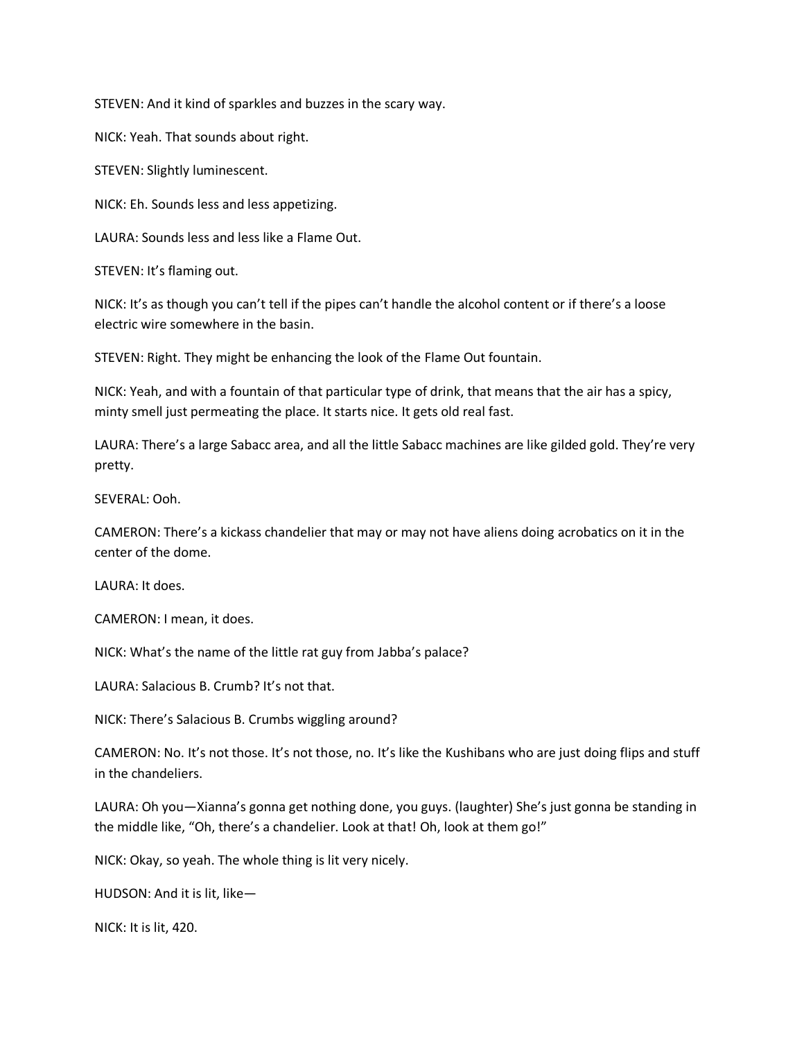STEVEN: And it kind of sparkles and buzzes in the scary way.

NICK: Yeah. That sounds about right.

STEVEN: Slightly luminescent.

NICK: Eh. Sounds less and less appetizing.

LAURA: Sounds less and less like a Flame Out.

STEVEN: It's flaming out.

NICK: It's as though you can't tell if the pipes can't handle the alcohol content or if there's a loose electric wire somewhere in the basin.

STEVEN: Right. They might be enhancing the look of the Flame Out fountain.

NICK: Yeah, and with a fountain of that particular type of drink, that means that the air has a spicy, minty smell just permeating the place. It starts nice. It gets old real fast.

LAURA: There's a large Sabacc area, and all the little Sabacc machines are like gilded gold. They're very pretty.

SEVERAL: Ooh.

CAMERON: There's a kickass chandelier that may or may not have aliens doing acrobatics on it in the center of the dome.

LAURA: It does.

CAMERON: I mean, it does.

NICK: What's the name of the little rat guy from Jabba's palace?

LAURA: Salacious B. Crumb? It's not that.

NICK: There's Salacious B. Crumbs wiggling around?

CAMERON: No. It's not those. It's not those, no. It's like the Kushibans who are just doing flips and stuff in the chandeliers.

LAURA: Oh you—Xianna's gonna get nothing done, you guys. (laughter) She's just gonna be standing in the middle like, "Oh, there's a chandelier. Look at that! Oh, look at them go!"

NICK: Okay, so yeah. The whole thing is lit very nicely.

HUDSON: And it is lit, like—

NICK: It is lit, 420.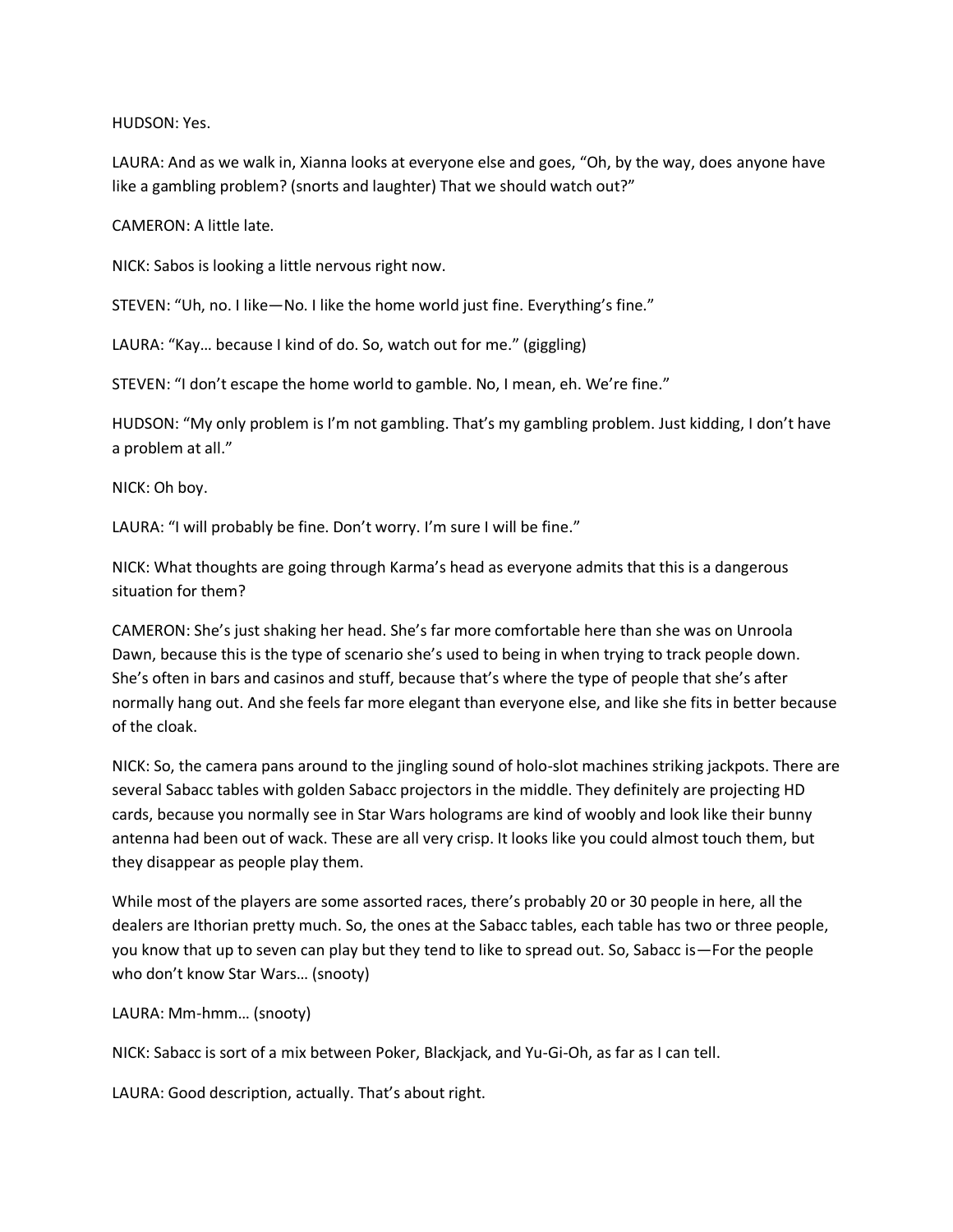HUDSON: Yes.

LAURA: And as we walk in, Xianna looks at everyone else and goes, “Oh, by the way, does anyone have like a gambling problem? (snorts and laughter) That we should watch out?”

CAMERON: A little late.

NICK: Sabos is looking a little nervous right now.

STEVEN: “Uh, no. I like—No. I like the home world just fine. Everything’s fine.”

LAURA: “Kay… because I kind of do. So, watch out for me.” (giggling)

STEVEN: “I don’t escape the home world to gamble. No, I mean, eh. We’re fine.”

HUDSON: “My only problem is I’m not gambling. That’s my gambling problem. Just kidding, I don’t have a problem at all.”

NICK: Oh boy.

LAURA: “I will probably be fine. Don’t worry. I’m sure I will be fine.”

NICK: What thoughts are going through Karma’s head as everyone admits that this is a dangerous situation for them?

CAMERON: She’s just shaking her head. She’s far more comfortable here than she was on Unroola Dawn, because this is the type of scenario she’s used to being in when trying to track people down. She’s often in bars and casinos and stuff, because that’s where the type of people that she’s after normally hang out. And she feels far more elegant than everyone else, and like she fits in better because of the cloak.

NICK: So, the camera pans around to the jingling sound of holo-slot machines striking jackpots. There are several Sabacc tables with golden Sabacc projectors in the middle. They definitely are projecting HD cards, because you normally see in Star Wars holograms are kind of woobly and look like their bunny antenna had been out of wack. These are all very crisp. It looks like you could almost touch them, but they disappear as people play them.

While most of the players are some assorted races, there’s probably 20 or 30 people in here, all the dealers are Ithorian pretty much. So, the ones at the Sabacc tables, each table has two or three people, you know that up to seven can play but they tend to like to spread out. So, Sabacc is—For the people who don’t know Star Wars… (snooty)

LAURA: Mm-hmm… (snooty)

NICK: Sabacc is sort of a mix between Poker, Blackjack, and Yu-Gi-Oh, as far as I can tell.

LAURA: Good description, actually. That’s about right.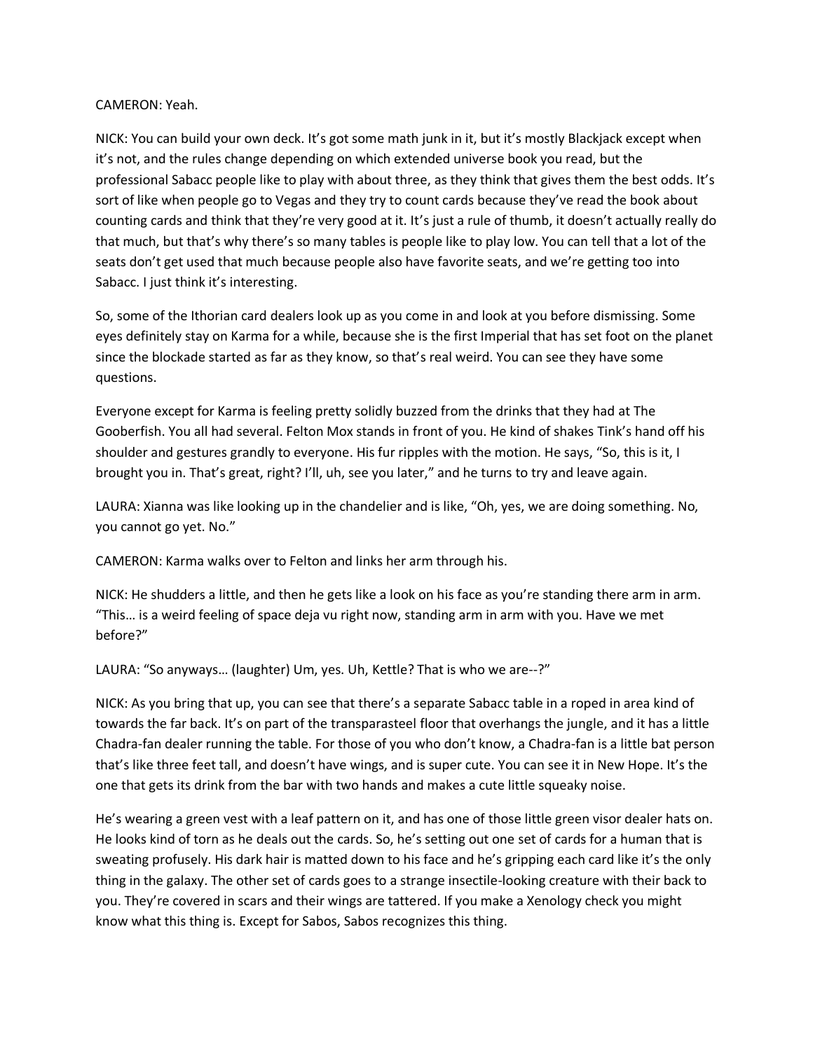CAMERON: Yeah.

NICK: You can build your own deck. It's got some math junk in it, but it's mostly Blackjack except when it's not, and the rules change depending on which extended universe book you read, but the professional Sabacc people like to play with about three, as they think that gives them the best odds. It's sort of like when people go to Vegas and they try to count cards because they've read the book about counting cards and think that they're very good at it. It's just a rule of thumb, it doesn't actually really do that much, but that's why there's so many tables is people like to play low. You can tell that a lot of the seats don't get used that much because people also have favorite seats, and we're getting too into Sabacc. I just think it's interesting.

So, some of the Ithorian card dealers look up as you come in and look at you before dismissing. Some eyes definitely stay on Karma for a while, because she is the first Imperial that has set foot on the planet since the blockade started as far as they know, so that's real weird. You can see they have some questions.

Everyone except for Karma is feeling pretty solidly buzzed from the drinks that they had at The Gooberfish. You all had several. Felton Mox stands in front of you. He kind of shakes Tink's hand off his shoulder and gestures grandly to everyone. His fur ripples with the motion. He says, "So, this is it, I brought you in. That's great, right? I'll, uh, see you later," and he turns to try and leave again.

LAURA: Xianna was like looking up in the chandelier and is like, "Oh, yes, we are doing something. No, you cannot go yet. No."

CAMERON: Karma walks over to Felton and links her arm through his.

NICK: He shudders a little, and then he gets like a look on his face as you're standing there arm in arm. "This… is a weird feeling of space deja vu right now, standing arm in arm with you. Have we met before?"

LAURA: "So anyways… (laughter) Um, yes. Uh, Kettle? That is who we are--?"

NICK: As you bring that up, you can see that there's a separate Sabacc table in a roped in area kind of towards the far back. It's on part of the transparasteel floor that overhangs the jungle, and it has a little Chadra-fan dealer running the table. For those of you who don't know, a Chadra-fan is a little bat person that's like three feet tall, and doesn't have wings, and is super cute. You can see it in New Hope. It's the one that gets its drink from the bar with two hands and makes a cute little squeaky noise.

He's wearing a green vest with a leaf pattern on it, and has one of those little green visor dealer hats on. He looks kind of torn as he deals out the cards. So, he's setting out one set of cards for a human that is sweating profusely. His dark hair is matted down to his face and he's gripping each card like it's the only thing in the galaxy. The other set of cards goes to a strange insectile-looking creature with their back to you. They're covered in scars and their wings are tattered. If you make a Xenology check you might know what this thing is. Except for Sabos, Sabos recognizes this thing.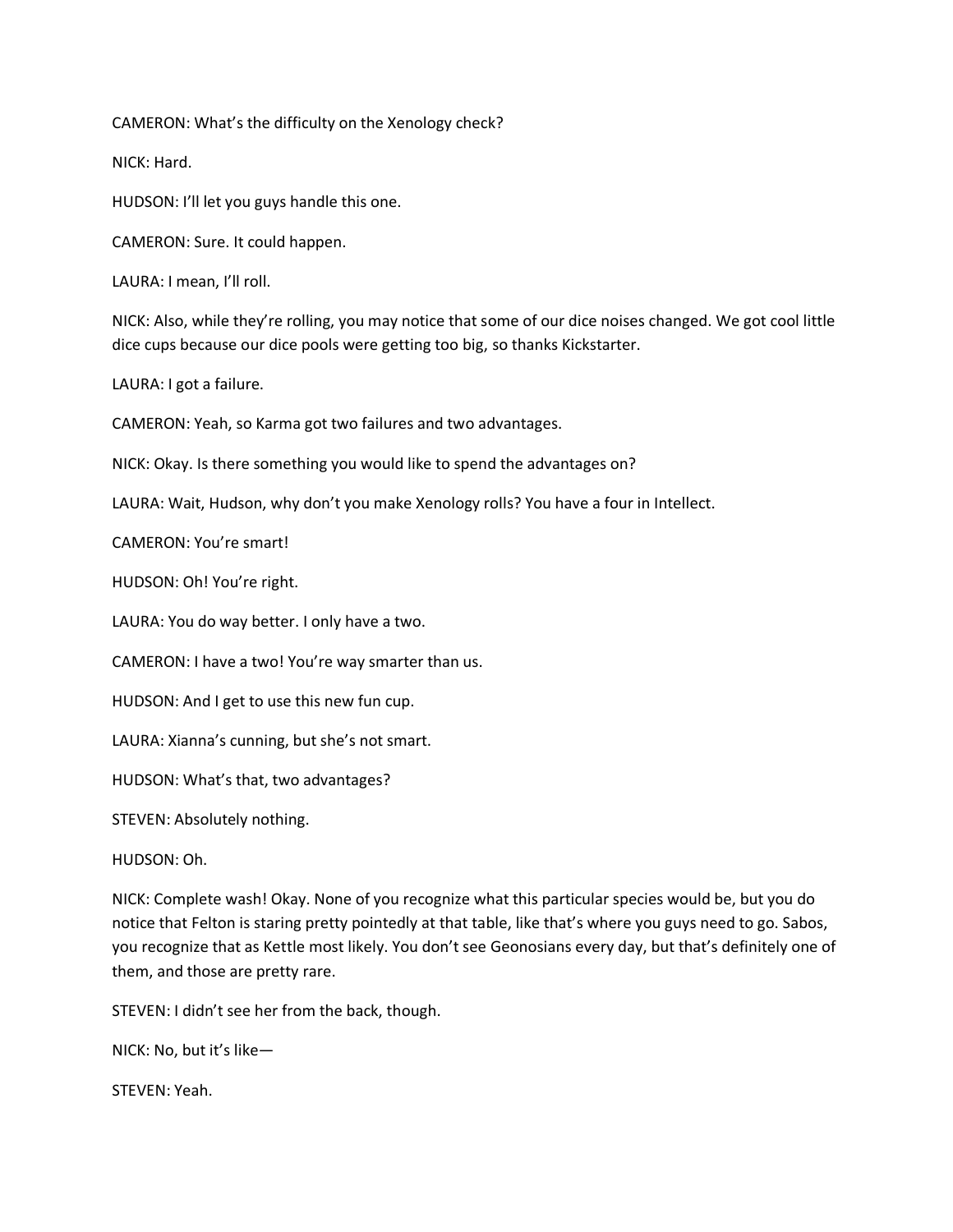CAMERON: What's the difficulty on the Xenology check?

NICK: Hard.

HUDSON: I'll let you guys handle this one.

CAMERON: Sure. It could happen.

LAURA: I mean, I'll roll.

NICK: Also, while they're rolling, you may notice that some of our dice noises changed. We got cool little dice cups because our dice pools were getting too big, so thanks Kickstarter.

LAURA: I got a failure.

CAMERON: Yeah, so Karma got two failures and two advantages.

NICK: Okay. Is there something you would like to spend the advantages on?

LAURA: Wait, Hudson, why don't you make Xenology rolls? You have a four in Intellect.

CAMERON: You're smart!

HUDSON: Oh! You're right.

LAURA: You do way better. I only have a two.

CAMERON: I have a two! You're way smarter than us.

HUDSON: And I get to use this new fun cup.

LAURA: Xianna's cunning, but she's not smart.

HUDSON: What's that, two advantages?

STEVEN: Absolutely nothing.

HUDSON: Oh.

NICK: Complete wash! Okay. None of you recognize what this particular species would be, but you do notice that Felton is staring pretty pointedly at that table, like that's where you guys need to go. Sabos, you recognize that as Kettle most likely. You don't see Geonosians every day, but that's definitely one of them, and those are pretty rare.

STEVEN: I didn't see her from the back, though.

NICK: No, but it's like—

STEVEN: Yeah.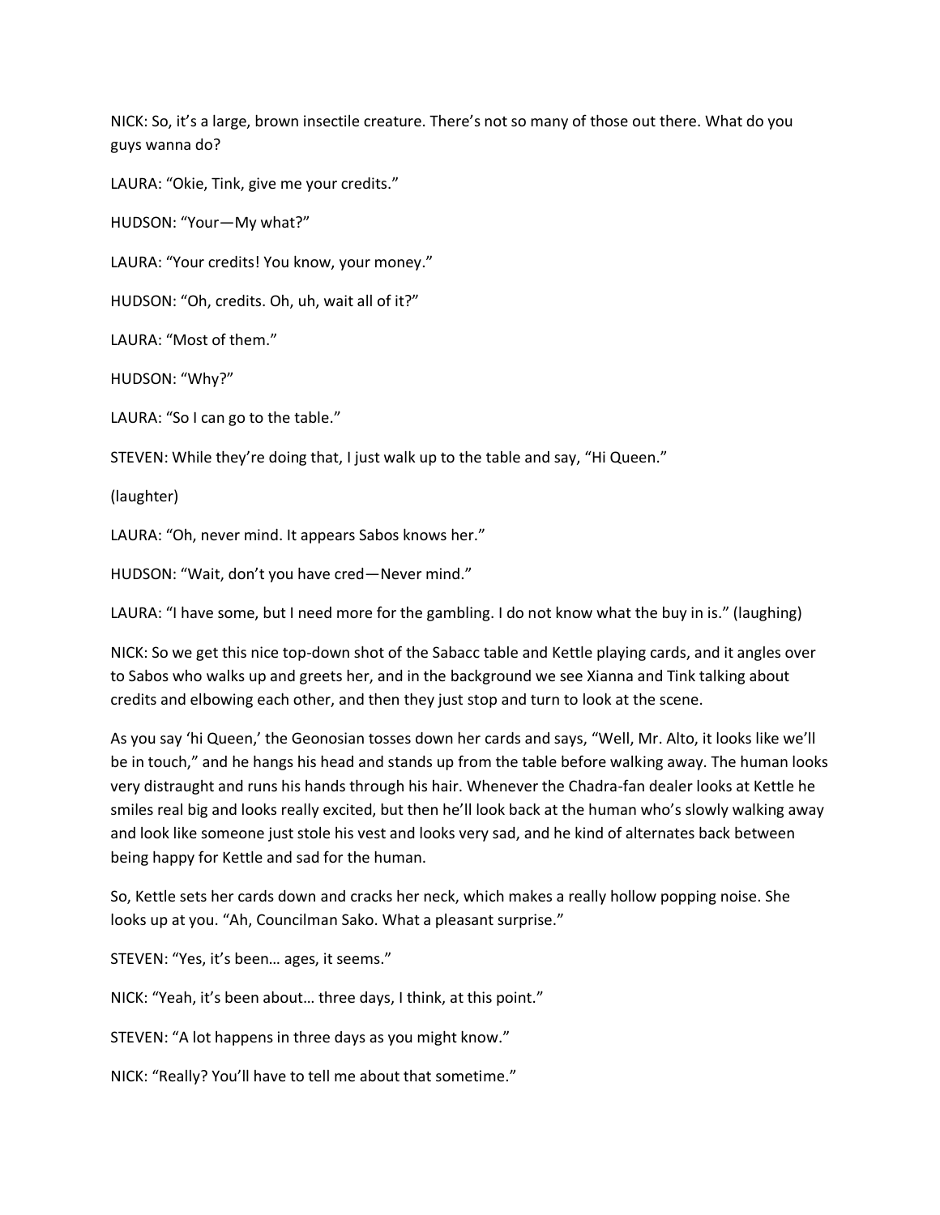NICK: So, it's a large, brown insectile creature. There's not so many of those out there. What do you guys wanna do?

LAURA: "Okie, Tink, give me your credits."

HUDSON: "Your—My what?"

LAURA: "Your credits! You know, your money."

HUDSON: "Oh, credits. Oh, uh, wait all of it?"

LAURA: "Most of them."

HUDSON: "Why?"

LAURA: "So I can go to the table."

STEVEN: While they're doing that, I just walk up to the table and say, "Hi Queen."

(laughter)

LAURA: "Oh, never mind. It appears Sabos knows her."

HUDSON: "Wait, don't you have cred—Never mind."

LAURA: "I have some, but I need more for the gambling. I do not know what the buy in is." (laughing)

NICK: So we get this nice top-down shot of the Sabacc table and Kettle playing cards, and it angles over to Sabos who walks up and greets her, and in the background we see Xianna and Tink talking about credits and elbowing each other, and then they just stop and turn to look at the scene.

As you say 'hi Queen,' the Geonosian tosses down her cards and says, "Well, Mr. Alto, it looks like we'll be in touch," and he hangs his head and stands up from the table before walking away. The human looks very distraught and runs his hands through his hair. Whenever the Chadra-fan dealer looks at Kettle he smiles real big and looks really excited, but then he'll look back at the human who's slowly walking away and look like someone just stole his vest and looks very sad, and he kind of alternates back between being happy for Kettle and sad for the human.

So, Kettle sets her cards down and cracks her neck, which makes a really hollow popping noise. She looks up at you. "Ah, Councilman Sako. What a pleasant surprise."

STEVEN: "Yes, it's been… ages, it seems."

NICK: "Yeah, it's been about… three days, I think, at this point."

STEVEN: "A lot happens in three days as you might know."

NICK: "Really? You'll have to tell me about that sometime."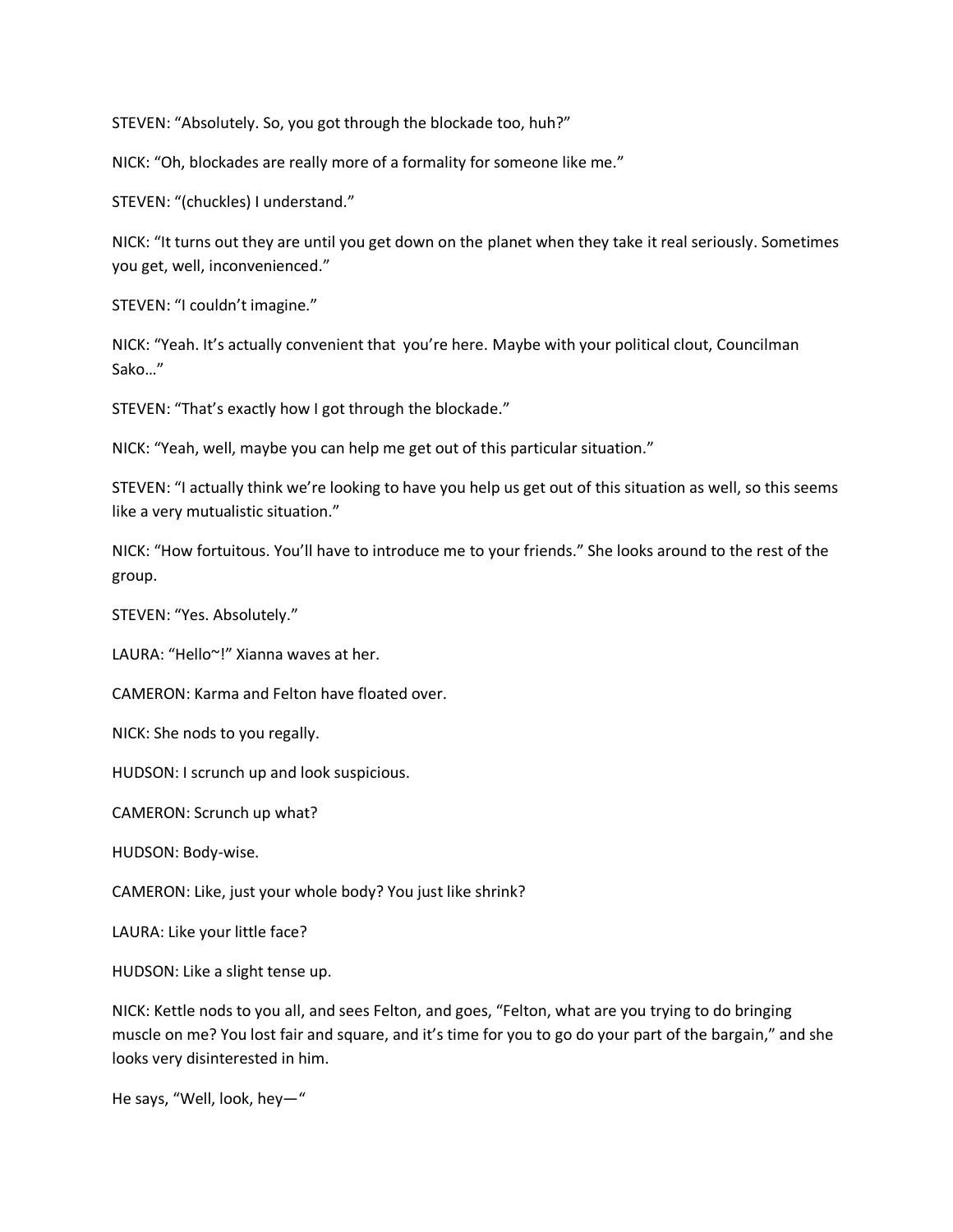STEVEN: "Absolutely. So, you got through the blockade too, huh?"

NICK: "Oh, blockades are really more of a formality for someone like me."

STEVEN: "(chuckles) I understand."

NICK: "It turns out they are until you get down on the planet when they take it real seriously. Sometimes you get, well, inconvenienced."

STEVEN: "I couldn't imagine."

NICK: "Yeah. It's actually convenient that you're here. Maybe with your political clout, Councilman Sako…"

STEVEN: "That's exactly how I got through the blockade."

NICK: "Yeah, well, maybe you can help me get out of this particular situation."

STEVEN: "I actually think we're looking to have you help us get out of this situation as well, so this seems like a very mutualistic situation."

NICK: "How fortuitous. You'll have to introduce me to your friends." She looks around to the rest of the group.

STEVEN: "Yes. Absolutely."

LAURA: "Hello~!" Xianna waves at her.

CAMERON: Karma and Felton have floated over.

NICK: She nods to you regally.

HUDSON: I scrunch up and look suspicious.

CAMERON: Scrunch up what?

HUDSON: Body-wise.

CAMERON: Like, just your whole body? You just like shrink?

LAURA: Like your little face?

HUDSON: Like a slight tense up.

NICK: Kettle nods to you all, and sees Felton, and goes, "Felton, what are you trying to do bringing muscle on me? You lost fair and square, and it's time for you to go do your part of the bargain," and she looks very disinterested in him.

He says, "Well, look, hey—"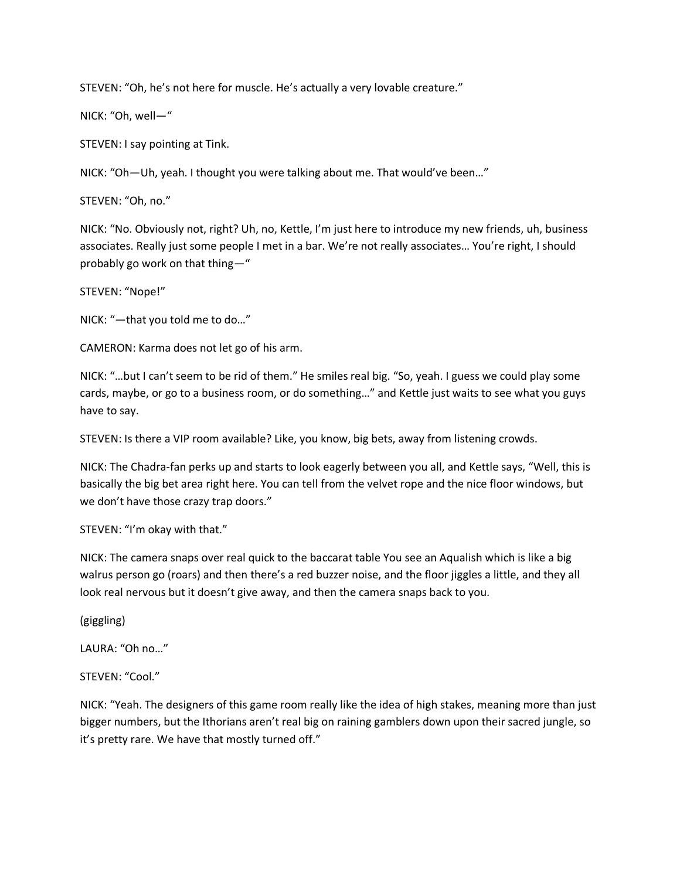STEVEN: "Oh, he's not here for muscle. He's actually a very lovable creature."

NICK: "Oh, well—"

STEVEN: I say pointing at Tink.

NICK: "Oh—Uh, yeah. I thought you were talking about me. That would've been…"

STEVEN: "Oh, no."

NICK: "No. Obviously not, right? Uh, no, Kettle, I'm just here to introduce my new friends, uh, business associates. Really just some people I met in a bar. We're not really associates… You're right, I should probably go work on that thing—"

STEVEN: "Nope!"

NICK: "—that you told me to do…"

CAMERON: Karma does not let go of his arm.

NICK: "…but I can't seem to be rid of them." He smiles real big. "So, yeah. I guess we could play some cards, maybe, or go to a business room, or do something…" and Kettle just waits to see what you guys have to say.

STEVEN: Is there a VIP room available? Like, you know, big bets, away from listening crowds.

NICK: The Chadra-fan perks up and starts to look eagerly between you all, and Kettle says, "Well, this is basically the big bet area right here. You can tell from the velvet rope and the nice floor windows, but we don't have those crazy trap doors."

STEVEN: "I'm okay with that."

NICK: The camera snaps over real quick to the baccarat table You see an Aqualish which is like a big walrus person go (roars) and then there's a red buzzer noise, and the floor jiggles a little, and they all look real nervous but it doesn't give away, and then the camera snaps back to you.

(giggling)

LAURA: "Oh no…"

STEVEN: "Cool."

NICK: "Yeah. The designers of this game room really like the idea of high stakes, meaning more than just bigger numbers, but the Ithorians aren't real big on raining gamblers down upon their sacred jungle, so it's pretty rare. We have that mostly turned off."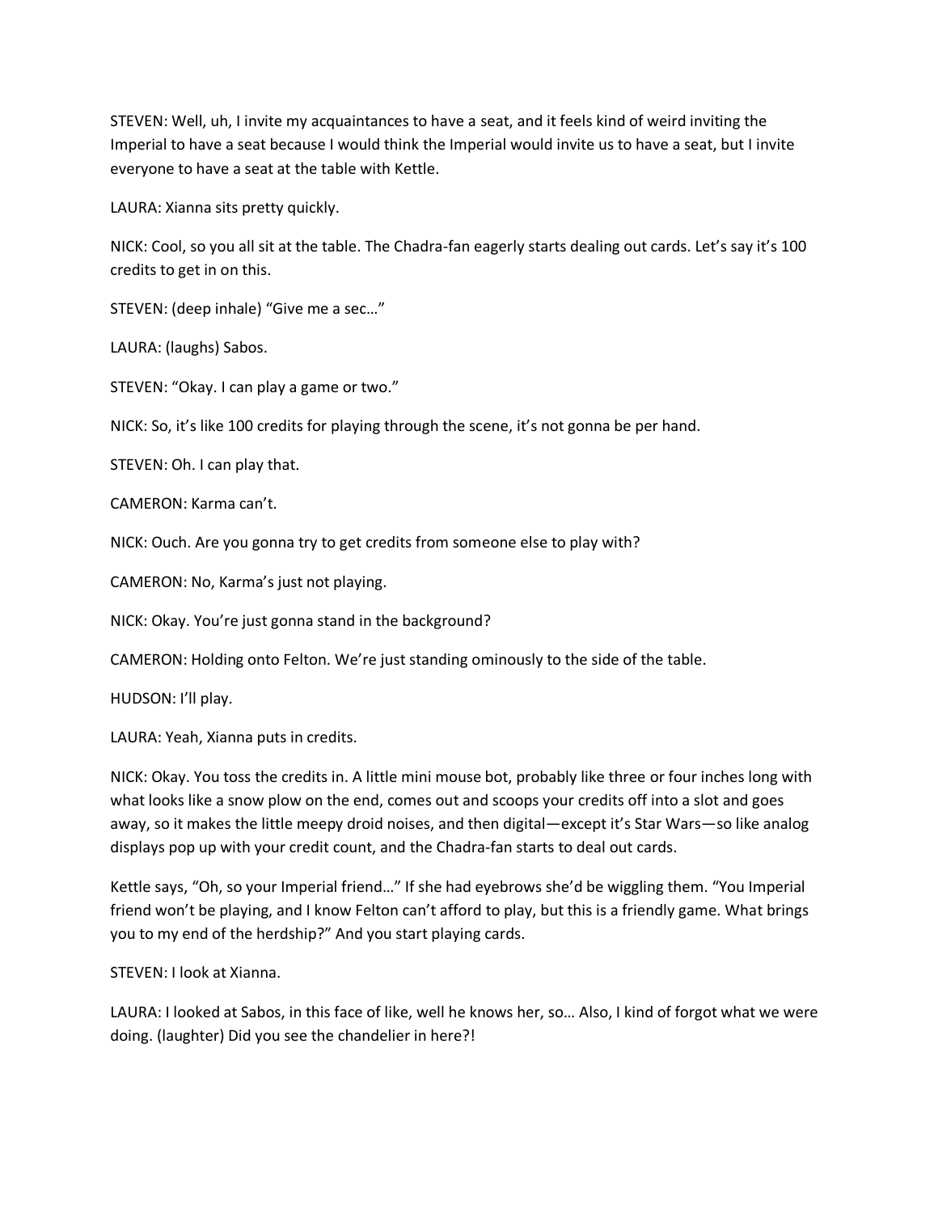STEVEN: Well, uh, I invite my acquaintances to have a seat, and it feels kind of weird inviting the Imperial to have a seat because I would think the Imperial would invite us to have a seat, but I invite everyone to have a seat at the table with Kettle.

LAURA: Xianna sits pretty quickly.

NICK: Cool, so you all sit at the table. The Chadra-fan eagerly starts dealing out cards. Let's say it's 100 credits to get in on this.

STEVEN: (deep inhale) "Give me a sec…"

LAURA: (laughs) Sabos.

STEVEN: "Okay. I can play a game or two."

NICK: So, it's like 100 credits for playing through the scene, it's not gonna be per hand.

STEVEN: Oh. I can play that.

CAMERON: Karma can't.

NICK: Ouch. Are you gonna try to get credits from someone else to play with?

CAMERON: No, Karma's just not playing.

NICK: Okay. You're just gonna stand in the background?

CAMERON: Holding onto Felton. We're just standing ominously to the side of the table.

HUDSON: I'll play.

LAURA: Yeah, Xianna puts in credits.

NICK: Okay. You toss the credits in. A little mini mouse bot, probably like three or four inches long with what looks like a snow plow on the end, comes out and scoops your credits off into a slot and goes away, so it makes the little meepy droid noises, and then digital—except it's Star Wars—so like analog displays pop up with your credit count, and the Chadra-fan starts to deal out cards.

Kettle says, "Oh, so your Imperial friend…" If she had eyebrows she'd be wiggling them. "You Imperial friend won't be playing, and I know Felton can't afford to play, but this is a friendly game. What brings you to my end of the herdship?" And you start playing cards.

STEVEN: I look at Xianna.

LAURA: I looked at Sabos, in this face of like, well he knows her, so… Also, I kind of forgot what we were doing. (laughter) Did you see the chandelier in here?!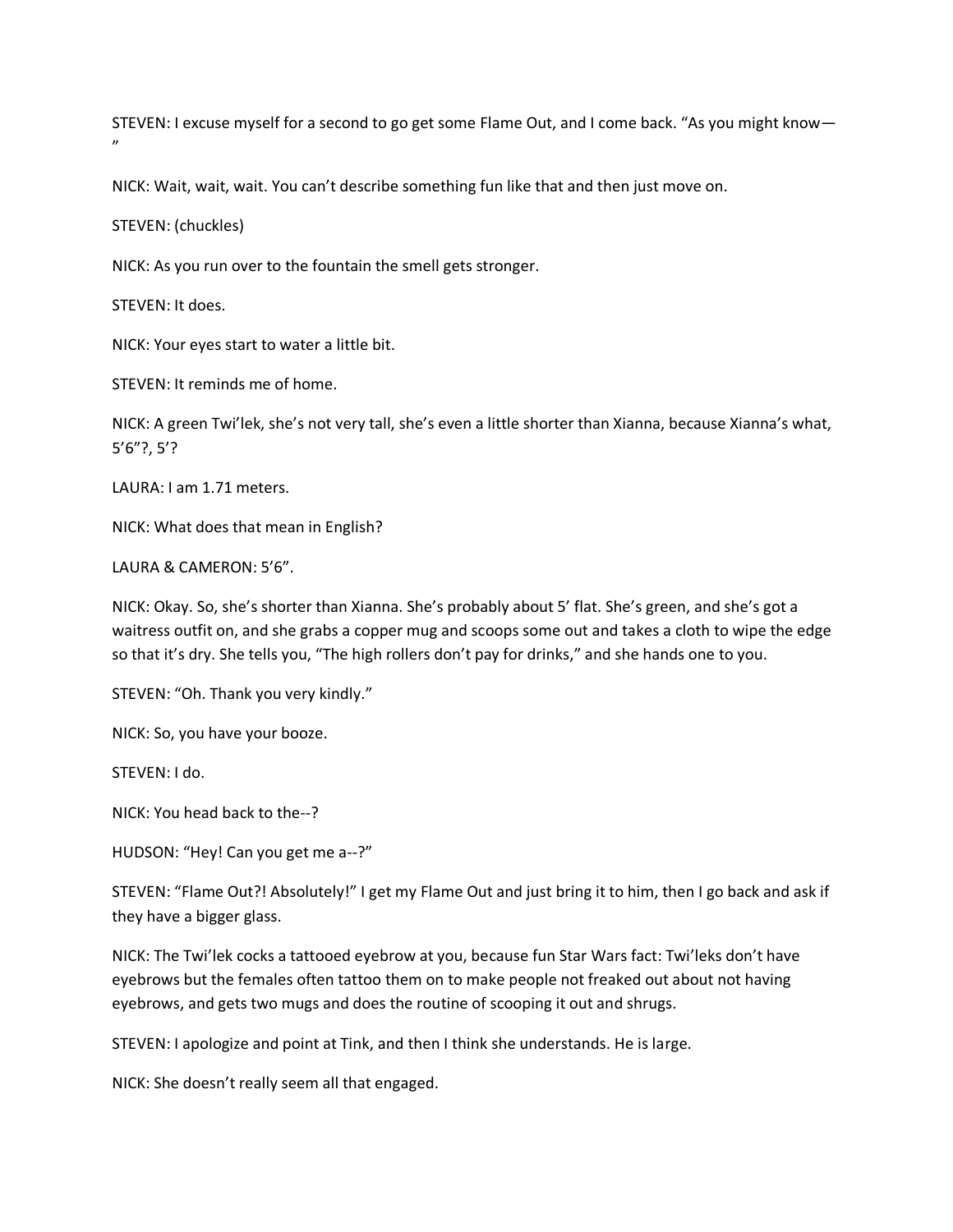STEVEN: I excuse myself for a second to go get some Flame Out, and I come back. "As you might know—"

NICK: Wait, wait, wait. You can't describe something fun like that and then just move on.

STEVEN: (chuckles)

NICK: As you run over to the fountain the smell gets stronger.

STEVEN: It does.

NICK: Your eyes start to water a little bit.

STEVEN: It reminds me of home.

NICK: A green Twi'lek, she's not very tall, she's even a little shorter than Xianna, because Xianna's what, 5'6"?, 5'?

LAURA: I am 1.71 meters.

NICK: What does that mean in English?

LAURA & CAMERON: 5'6".

NICK: Okay. So, she's shorter than Xianna. She's probably about 5' flat. She's green, and she's got a waitress outfit on, and she grabs a copper mug and scoops some out and takes a cloth to wipe the edge so that it's dry. She tells you, "The high rollers don't pay for drinks," and she hands one to you.

STEVEN: "Oh. Thank you very kindly."

NICK: So, you have your booze.

STEVEN: I do.

NICK: You head back to the--?

HUDSON: "Hey! Can you get me a--?"

STEVEN: "Flame Out?! Absolutely!" I get my Flame Out and just bring it to him, then I go back and ask if they have a bigger glass.

NICK: The Twi'lek cocks a tattooed eyebrow at you, because fun Star Wars fact: Twi'leks don't have eyebrows but the females often tattoo them on to make people not freaked out about not having eyebrows, and gets two mugs and does the routine of scooping it out and shrugs.

STEVEN: I apologize and point at Tink, and then I think she understands. He is large.

NICK: She doesn't really seem all that engaged.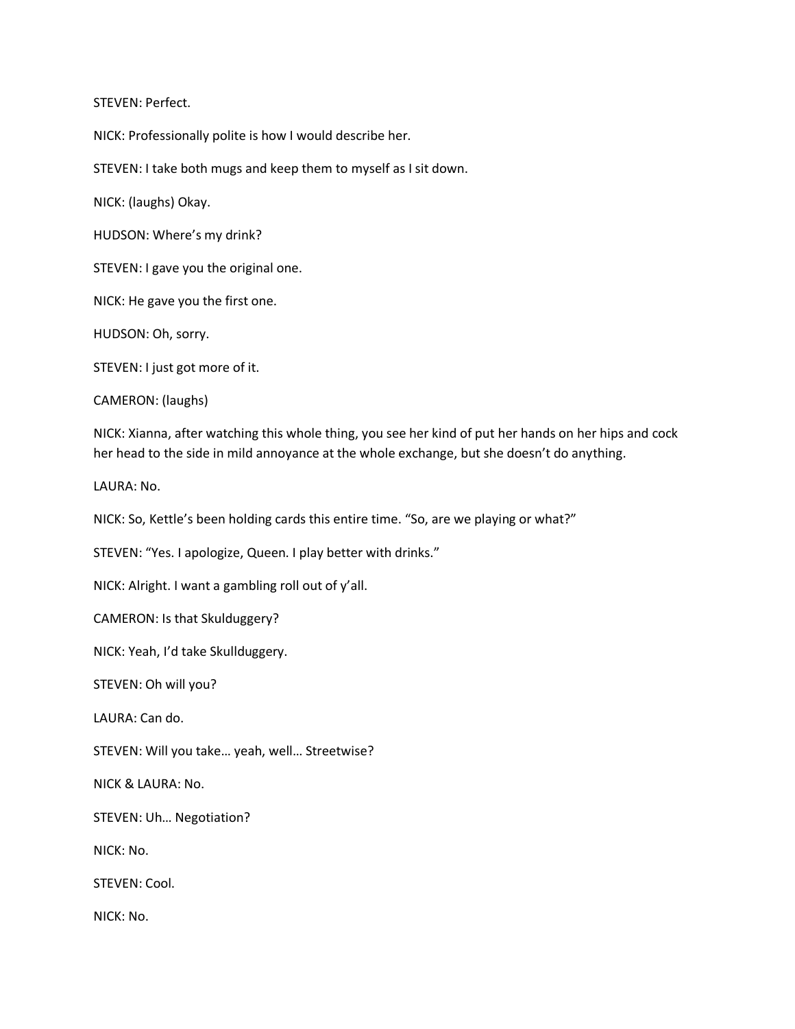STEVEN: Perfect.

NICK: Professionally polite is how I would describe her.

STEVEN: I take both mugs and keep them to myself as I sit down.

NICK: (laughs) Okay.

HUDSON: Where's my drink?

STEVEN: I gave you the original one.

NICK: He gave you the first one.

HUDSON: Oh, sorry.

STEVEN: I just got more of it.

CAMERON: (laughs)

NICK: Xianna, after watching this whole thing, you see her kind of put her hands on her hips and cock her head to the side in mild annoyance at the whole exchange, but she doesn't do anything.

LAURA: No.

NICK: So, Kettle's been holding cards this entire time. "So, are we playing or what?"

STEVEN: "Yes. I apologize, Queen. I play better with drinks."

NICK: Alright. I want a gambling roll out of y'all.

CAMERON: Is that Skulduggery?

NICK: Yeah, I'd take Skullduggery.

STEVEN: Oh will you?

LAURA: Can do.

STEVEN: Will you take… yeah, well… Streetwise?

NICK & LAURA: No.

STEVEN: Uh… Negotiation?

NICK: No.

STEVEN: Cool.

NICK: No.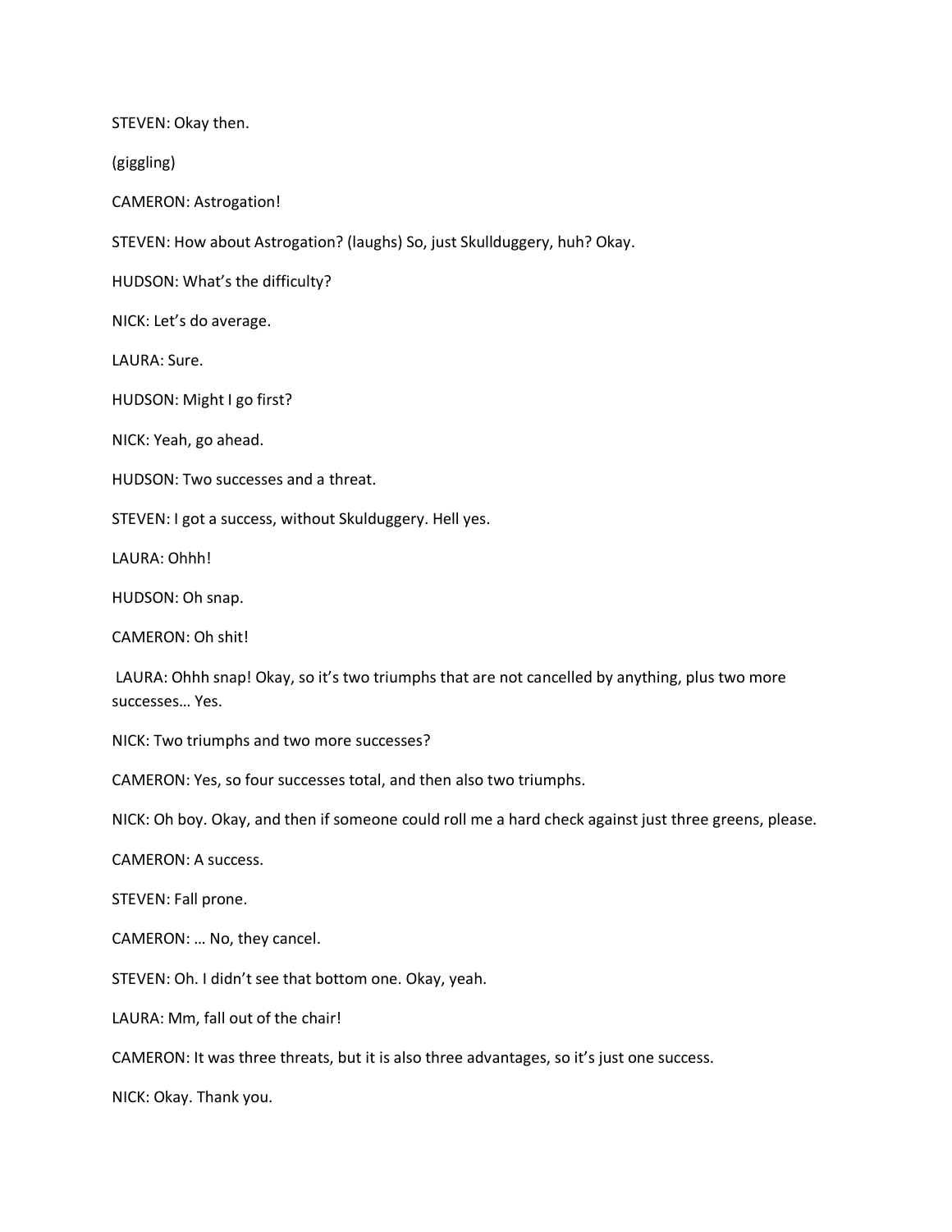STEVEN: Okay then.

(giggling)

CAMERON: Astrogation!

STEVEN: How about Astrogation? (laughs) So, just Skullduggery, huh? Okay.

HUDSON: What's the difficulty?

NICK: Let's do average.

LAURA: Sure.

HUDSON: Might I go first?

NICK: Yeah, go ahead.

HUDSON: Two successes and a threat.

STEVEN: I got a success, without Skulduggery. Hell yes.

LAURA: Ohhh!

HUDSON: Oh snap.

CAMERON: Oh shit!

LAURA: Ohhh snap! Okay, so it's two triumphs that are not cancelled by anything, plus two more successes… Yes.

NICK: Two triumphs and two more successes?

CAMERON: Yes, so four successes total, and then also two triumphs.

NICK: Oh boy. Okay, and then if someone could roll me a hard check against just three greens, please.

CAMERON: A success.

STEVEN: Fall prone.

CAMERON: … No, they cancel.

STEVEN: Oh. I didn't see that bottom one. Okay, yeah.

LAURA: Mm, fall out of the chair!

CAMERON: It was three threats, but it is also three advantages, so it's just one success.

NICK: Okay. Thank you.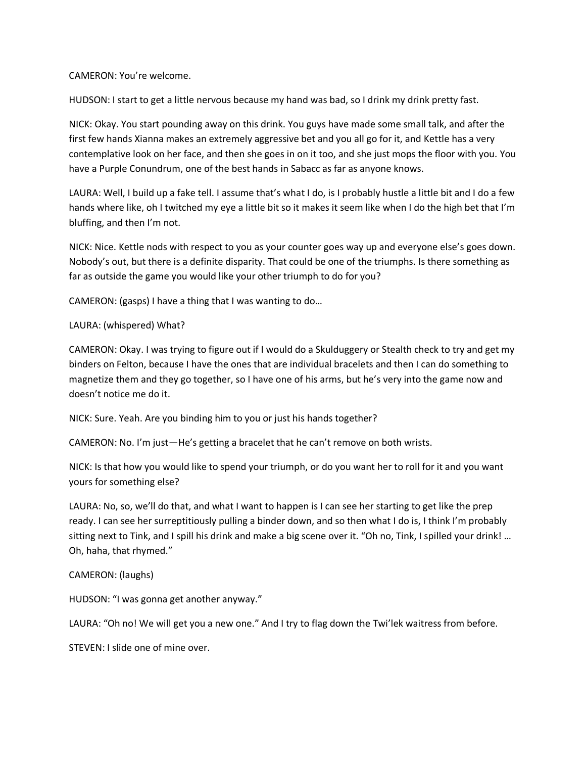CAMERON: You're welcome.

HUDSON: I start to get a little nervous because my hand was bad, so I drink my drink pretty fast.

NICK: Okay. You start pounding away on this drink. You guys have made some small talk, and after the first few hands Xianna makes an extremely aggressive bet and you all go for it, and Kettle has a very contemplative look on her face, and then she goes in on it too, and she just mops the floor with you. You have a Purple Conundrum, one of the best hands in Sabacc as far as anyone knows.

LAURA: Well, I build up a fake tell. I assume that's what I do, is I probably hustle a little bit and I do a few hands where like, oh I twitched my eye a little bit so it makes it seem like when I do the high bet that I'm bluffing, and then I'm not.

NICK: Nice. Kettle nods with respect to you as your counter goes way up and everyone else's goes down. Nobody's out, but there is a definite disparity. That could be one of the triumphs. Is there something as far as outside the game you would like your other triumph to do for you?

CAMERON: (gasps) I have a thing that I was wanting to do…

LAURA: (whispered) What?

CAMERON: Okay. I was trying to figure out if I would do a Skulduggery or Stealth check to try and get my binders on Felton, because I have the ones that are individual bracelets and then I can do something to magnetize them and they go together, so I have one of his arms, but he's very into the game now and doesn't notice me do it.

NICK: Sure. Yeah. Are you binding him to you or just his hands together?

CAMERON: No. I'm just—He's getting a bracelet that he can't remove on both wrists.

NICK: Is that how you would like to spend your triumph, or do you want her to roll for it and you want yours for something else?

LAURA: No, so, we'll do that, and what I want to happen is I can see her starting to get like the prep ready. I can see her surreptitiously pulling a binder down, and so then what I do is, I think I'm probably sitting next to Tink, and I spill his drink and make a big scene over it. "Oh no, Tink, I spilled your drink! … Oh, haha, that rhymed."

CAMERON: (laughs)

HUDSON: "I was gonna get another anyway."

LAURA: "Oh no! We will get you a new one." And I try to flag down the Twi'lek waitress from before.

STEVEN: I slide one of mine over.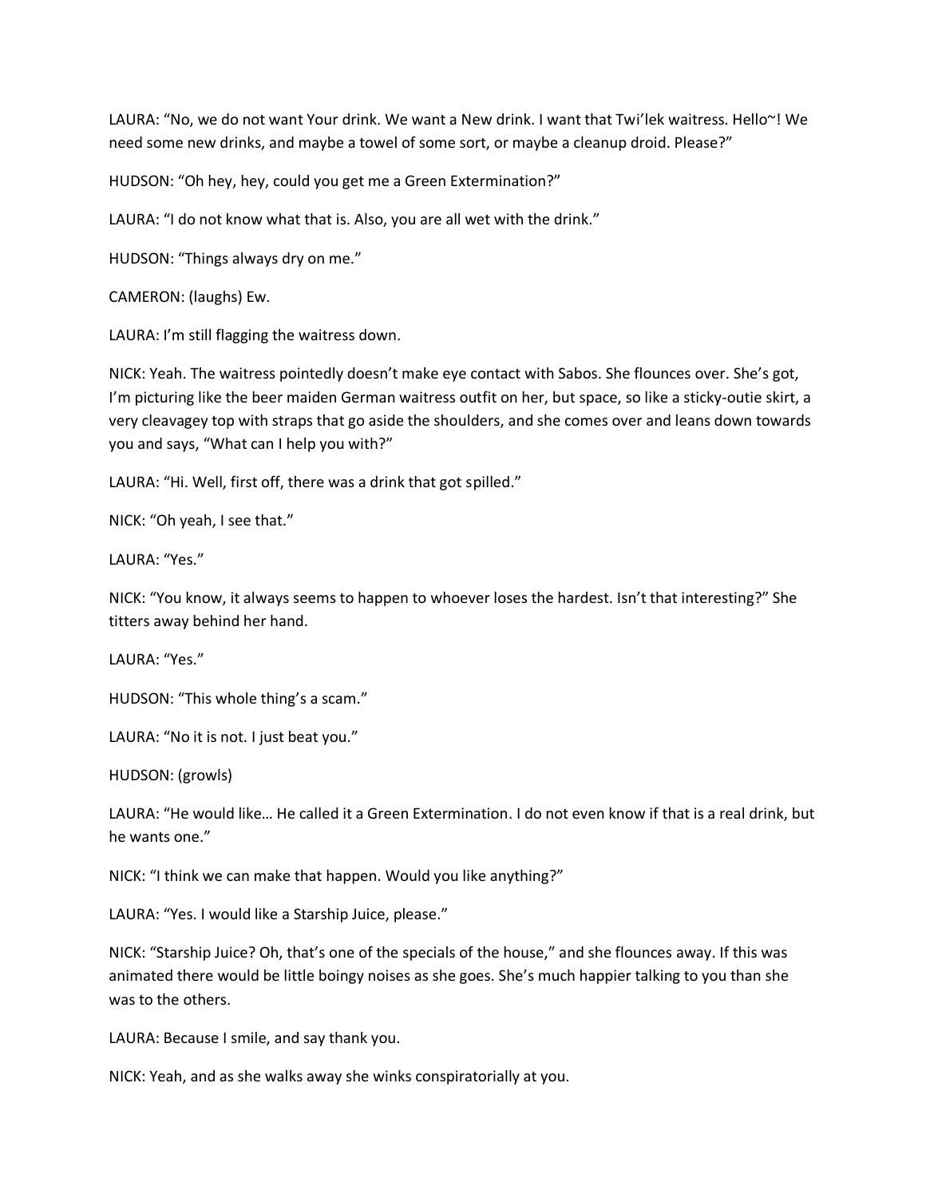LAURA: “No, we do not want Your drink. We want a New drink. I want that Twi’lek waitress. Hello~! We need some new drinks, and maybe a towel of some sort, or maybe a cleanup droid. Please?”

HUDSON: “Oh hey, hey, could you get me a Green Extermination?”

LAURA: “I do not know what that is. Also, you are all wet with the drink.”

HUDSON: “Things always dry on me.”

CAMERON: (laughs) Ew.

LAURA: I’m still flagging the waitress down.

NICK: Yeah. The waitress pointedly doesn’t make eye contact with Sabos. She flounces over. She’s got, I’m picturing like the beer maiden German waitress outfit on her, but space, so like a sticky-outie skirt, a very cleavagey top with straps that go aside the shoulders, and she comes over and leans down towards you and says, “What can I help you with?”

LAURA: “Hi. Well, first off, there was a drink that got spilled.”

NICK: “Oh yeah, I see that.”

LAURA: “Yes.”

NICK: “You know, it always seems to happen to whoever loses the hardest. Isn’t that interesting?” She titters away behind her hand.

LAURA: “Yes.”

HUDSON: “This whole thing’s a scam.”

LAURA: “No it is not. I just beat you.”

HUDSON: (growls)

LAURA: “He would like… He called it a Green Extermination. I do not even know if that is a real drink, but he wants one.”

NICK: “I think we can make that happen. Would you like anything?”

LAURA: “Yes. I would like a Starship Juice, please.”

NICK: “Starship Juice? Oh, that’s one of the specials of the house,” and she flounces away. If this was animated there would be little boingy noises as she goes. She’s much happier talking to you than she was to the others.

LAURA: Because I smile, and say thank you.

NICK: Yeah, and as she walks away she winks conspiratorially at you.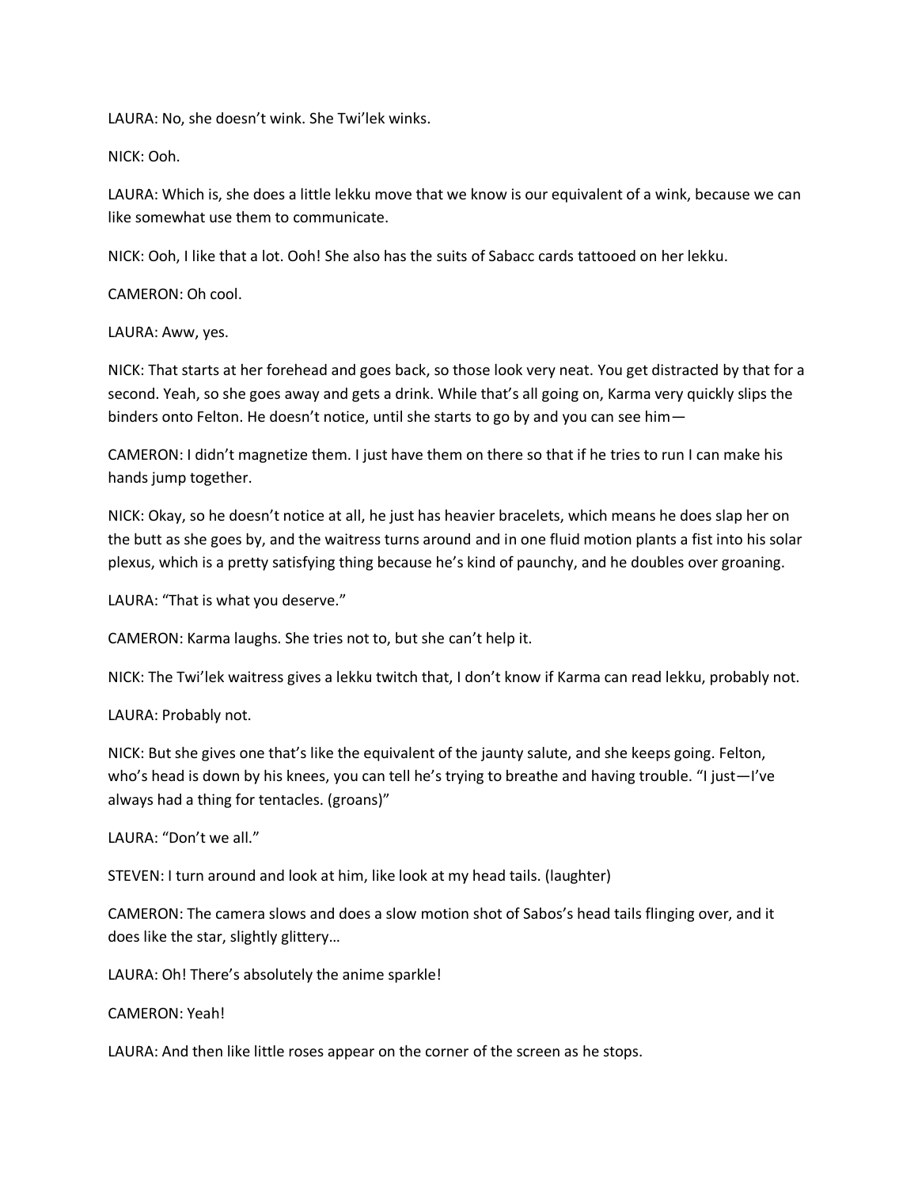LAURA: No, she doesn't wink. She Twi'lek winks.

NICK: Ooh.

LAURA: Which is, she does a little lekku move that we know is our equivalent of a wink, because we can like somewhat use them to communicate.

NICK: Ooh, I like that a lot. Ooh! She also has the suits of Sabacc cards tattooed on her lekku.

CAMERON: Oh cool.

LAURA: Aww, yes.

NICK: That starts at her forehead and goes back, so those look very neat. You get distracted by that for a second. Yeah, so she goes away and gets a drink. While that's all going on, Karma very quickly slips the binders onto Felton. He doesn't notice, until she starts to go by and you can see him—

CAMERON: I didn't magnetize them. I just have them on there so that if he tries to run I can make his hands jump together.

NICK: Okay, so he doesn't notice at all, he just has heavier bracelets, which means he does slap her on the butt as she goes by, and the waitress turns around and in one fluid motion plants a fist into his solar plexus, which is a pretty satisfying thing because he's kind of paunchy, and he doubles over groaning.

LAURA: "That is what you deserve."

CAMERON: Karma laughs. She tries not to, but she can't help it.

NICK: The Twi'lek waitress gives a lekku twitch that, I don't know if Karma can read lekku, probably not.

LAURA: Probably not.

NICK: But she gives one that's like the equivalent of the jaunty salute, and she keeps going. Felton, who's head is down by his knees, you can tell he's trying to breathe and having trouble. "I just—I've always had a thing for tentacles. (groans)"

LAURA: "Don't we all."

STEVEN: I turn around and look at him, like look at my head tails. (laughter)

CAMERON: The camera slows and does a slow motion shot of Sabos's head tails flinging over, and it does like the star, slightly glittery…

LAURA: Oh! There's absolutely the anime sparkle!

CAMERON: Yeah!

LAURA: And then like little roses appear on the corner of the screen as he stops.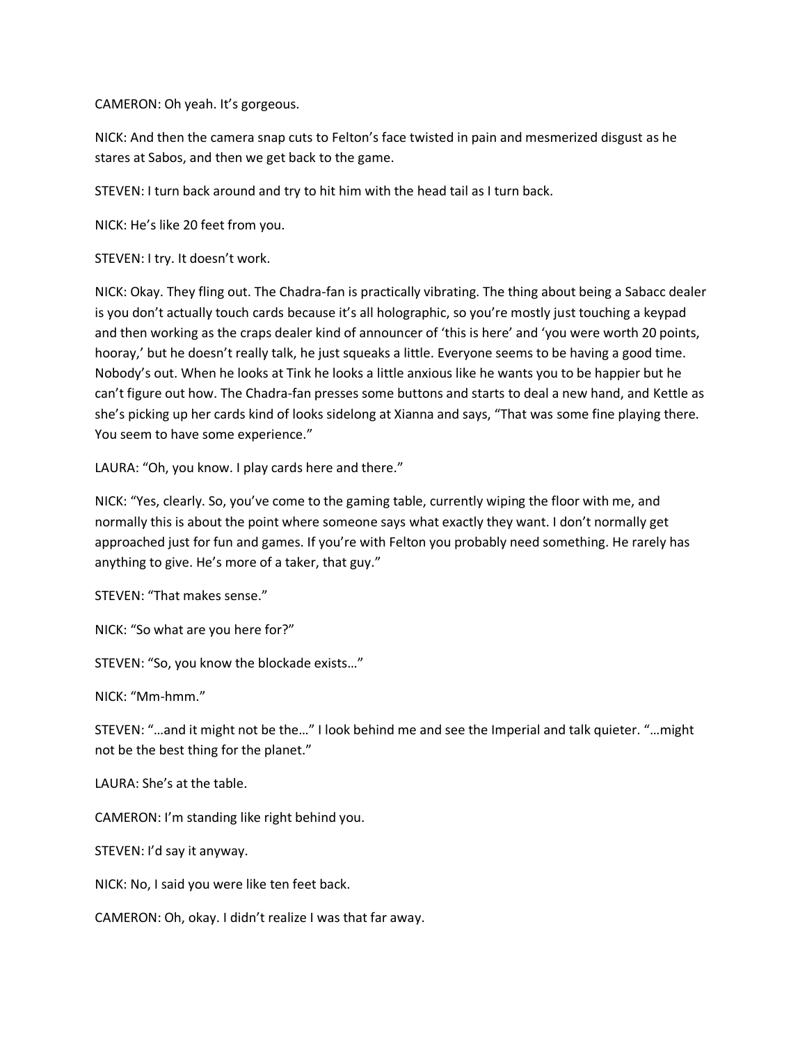CAMERON: Oh yeah. It's gorgeous.

NICK: And then the camera snap cuts to Felton's face twisted in pain and mesmerized disgust as he stares at Sabos, and then we get back to the game.

STEVEN: I turn back around and try to hit him with the head tail as I turn back.

NICK: He's like 20 feet from you.

STEVEN: I try. It doesn't work.

NICK: Okay. They fling out. The Chadra-fan is practically vibrating. The thing about being a Sabacc dealer is you don't actually touch cards because it's all holographic, so you're mostly just touching a keypad and then working as the craps dealer kind of announcer of 'this is here' and 'you were worth 20 points, hooray,' but he doesn't really talk, he just squeaks a little. Everyone seems to be having a good time. Nobody's out. When he looks at Tink he looks a little anxious like he wants you to be happier but he can't figure out how. The Chadra-fan presses some buttons and starts to deal a new hand, and Kettle as she's picking up her cards kind of looks sidelong at Xianna and says, "That was some fine playing there. You seem to have some experience."

LAURA: "Oh, you know. I play cards here and there."

NICK: "Yes, clearly. So, you've come to the gaming table, currently wiping the floor with me, and normally this is about the point where someone says what exactly they want. I don't normally get approached just for fun and games. If you're with Felton you probably need something. He rarely has anything to give. He's more of a taker, that guy."

STEVEN: "That makes sense."

NICK: "So what are you here for?"

STEVEN: "So, you know the blockade exists…"

NICK: "Mm-hmm."

STEVEN: "…and it might not be the…" I look behind me and see the Imperial and talk quieter. "…might not be the best thing for the planet."

LAURA: She's at the table.

CAMERON: I'm standing like right behind you.

STEVEN: I'd say it anyway.

NICK: No, I said you were like ten feet back.

CAMERON: Oh, okay. I didn't realize I was that far away.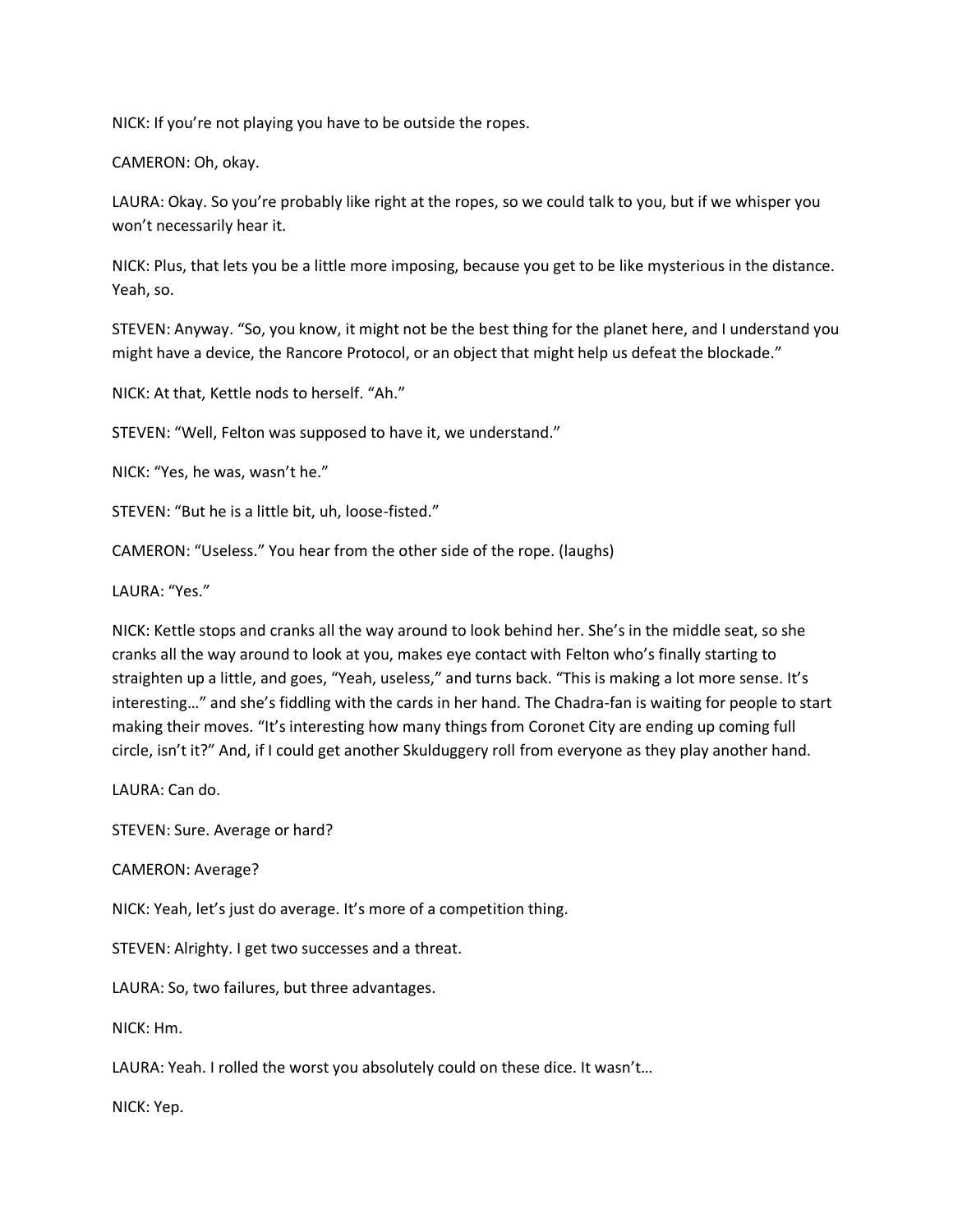NICK: If you're not playing you have to be outside the ropes.

CAMERON: Oh, okay.

LAURA: Okay. So you're probably like right at the ropes, so we could talk to you, but if we whisper you won't necessarily hear it.

NICK: Plus, that lets you be a little more imposing, because you get to be like mysterious in the distance. Yeah, so.

STEVEN: Anyway. "So, you know, it might not be the best thing for the planet here, and I understand you might have a device, the Rancore Protocol, or an object that might help us defeat the blockade."

NICK: At that, Kettle nods to herself. "Ah."

STEVEN: "Well, Felton was supposed to have it, we understand."

NICK: "Yes, he was, wasn't he."

STEVEN: "But he is a little bit, uh, loose-fisted."

CAMERON: "Useless." You hear from the other side of the rope. (laughs)

LAURA: "Yes."

NICK: Kettle stops and cranks all the way around to look behind her. She's in the middle seat, so she cranks all the way around to look at you, makes eye contact with Felton who's finally starting to straighten up a little, and goes, "Yeah, useless," and turns back. "This is making a lot more sense. It's interesting…" and she's fiddling with the cards in her hand. The Chadra-fan is waiting for people to start making their moves. "It's interesting how many things from Coronet City are ending up coming full circle, isn't it?" And, if I could get another Skulduggery roll from everyone as they play another hand.

LAURA: Can do.

STEVEN: Sure. Average or hard?

CAMERON: Average?

NICK: Yeah, let's just do average. It's more of a competition thing.

STEVEN: Alrighty. I get two successes and a threat.

LAURA: So, two failures, but three advantages.

NICK: Hm.

LAURA: Yeah. I rolled the worst you absolutely could on these dice. It wasn't…

NICK: Yep.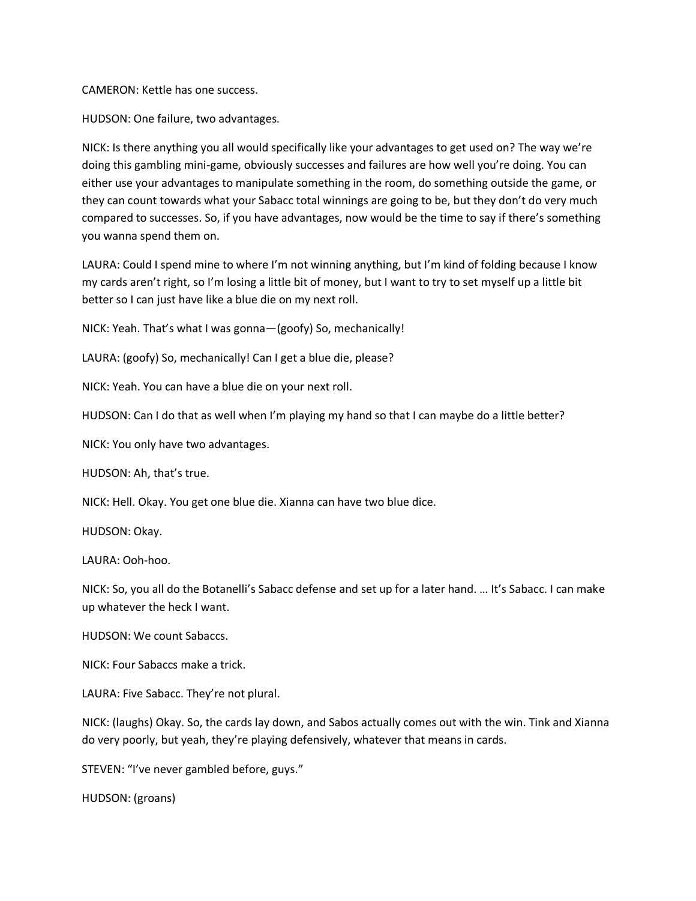CAMERON: Kettle has one success.

HUDSON: One failure, two advantages.

NICK: Is there anything you all would specifically like your advantages to get used on? The way we're doing this gambling mini-game, obviously successes and failures are how well you're doing. You can either use your advantages to manipulate something in the room, do something outside the game, or they can count towards what your Sabacc total winnings are going to be, but they don't do very much compared to successes. So, if you have advantages, now would be the time to say if there's something you wanna spend them on.

LAURA: Could I spend mine to where I'm not winning anything, but I'm kind of folding because I know my cards aren't right, so I'm losing a little bit of money, but I want to try to set myself up a little bit better so I can just have like a blue die on my next roll.

NICK: Yeah. That's what I was gonna—(goofy) So, mechanically!

LAURA: (goofy) So, mechanically! Can I get a blue die, please?

NICK: Yeah. You can have a blue die on your next roll.

HUDSON: Can I do that as well when I'm playing my hand so that I can maybe do a little better?

NICK: You only have two advantages.

HUDSON: Ah, that's true.

NICK: Hell. Okay. You get one blue die. Xianna can have two blue dice.

HUDSON: Okay.

LAURA: Ooh-hoo.

NICK: So, you all do the Botanelli's Sabacc defense and set up for a later hand. … It's Sabacc. I can make up whatever the heck I want.

HUDSON: We count Sabaccs.

NICK: Four Sabaccs make a trick.

LAURA: Five Sabacc. They're not plural.

NICK: (laughs) Okay. So, the cards lay down, and Sabos actually comes out with the win. Tink and Xianna do very poorly, but yeah, they're playing defensively, whatever that means in cards.

STEVEN: "I've never gambled before, guys."

HUDSON: (groans)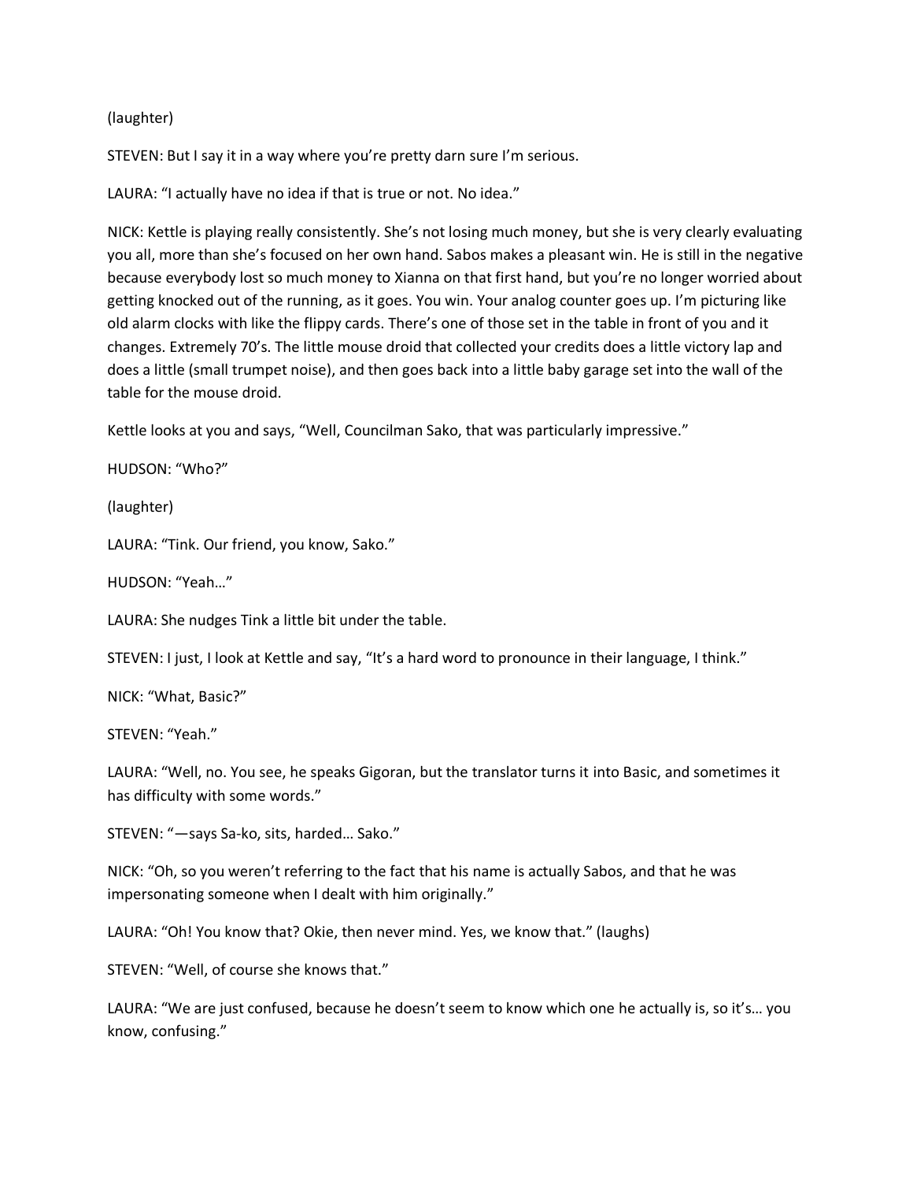(laughter)

STEVEN: But I say it in a way where you're pretty darn sure I'm serious.

LAURA: "I actually have no idea if that is true or not. No idea."

NICK: Kettle is playing really consistently. She's not losing much money, but she is very clearly evaluating you all, more than she's focused on her own hand. Sabos makes a pleasant win. He is still in the negative because everybody lost so much money to Xianna on that first hand, but you're no longer worried about getting knocked out of the running, as it goes. You win. Your analog counter goes up. I'm picturing like old alarm clocks with like the flippy cards. There's one of those set in the table in front of you and it changes. Extremely 70's. The little mouse droid that collected your credits does a little victory lap and does a little (small trumpet noise), and then goes back into a little baby garage set into the wall of the table for the mouse droid.

Kettle looks at you and says, "Well, Councilman Sako, that was particularly impressive."

HUDSON: "Who?"

(laughter)

LAURA: "Tink. Our friend, you know, Sako."

HUDSON: "Yeah…"

LAURA: She nudges Tink a little bit under the table.

STEVEN: I just, I look at Kettle and say, "It's a hard word to pronounce in their language, I think."

NICK: "What, Basic?"

STEVEN: "Yeah."

LAURA: "Well, no. You see, he speaks Gigoran, but the translator turns it into Basic, and sometimes it has difficulty with some words."

STEVEN: "—says Sa-ko, sits, harded… Sako."

NICK: "Oh, so you weren't referring to the fact that his name is actually Sabos, and that he was impersonating someone when I dealt with him originally."

LAURA: "Oh! You know that? Okie, then never mind. Yes, we know that." (laughs)

STEVEN: "Well, of course she knows that."

LAURA: "We are just confused, because he doesn't seem to know which one he actually is, so it's… you know, confusing."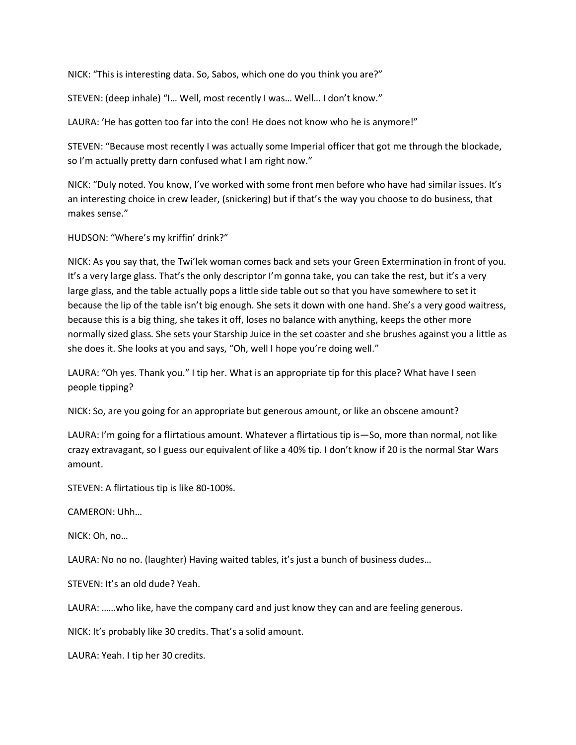NICK: “This is interesting data. So, Sabos, which one do you think you are?”

STEVEN: (deep inhale) “I… Well, most recently I was… Well… I don’t know.”

LAURA: ‘He has gotten too far into the con! He does not know who he is anymore!”

STEVEN: “Because most recently I was actually some Imperial officer that got me through the blockade, so I’m actually pretty darn confused what I am right now.”

NICK: “Duly noted. You know, I’ve worked with some front men before who have had similar issues. It’s an interesting choice in crew leader, (snickering) but if that’s the way you choose to do business, that makes sense.”

HUDSON: “Where’s my kriffin’ drink?”

NICK: As you say that, the Twi’lek woman comes back and sets your Green Extermination in front of you. It’s a very large glass. That’s the only descriptor I’m gonna take, you can take the rest, but it’s a very large glass, and the table actually pops a little side table out so that you have somewhere to set it because the lip of the table isn’t big enough. She sets it down with one hand. She’s a very good waitress, because this is a big thing, she takes it off, loses no balance with anything, keeps the other more normally sized glass. She sets your Starship Juice in the set coaster and she brushes against you a little as she does it. She looks at you and says, “Oh, well I hope you’re doing well.”

LAURA: “Oh yes. Thank you.” I tip her. What is an appropriate tip for this place? What have I seen people tipping?

NICK: So, are you going for an appropriate but generous amount, or like an obscene amount?

LAURA: I’m going for a flirtatious amount. Whatever a flirtatious tip is—So, more than normal, not like crazy extravagant, so I guess our equivalent of like a 40% tip. I don’t know if 20 is the normal Star Wars amount.

STEVEN: A flirtatious tip is like 80-100%.

CAMERON: Uhh…

NICK: Oh, no…

LAURA: No no no. (laughter) Having waited tables, it’s just a bunch of business dudes…

STEVEN: It’s an old dude? Yeah.

LAURA: ……who like, have the company card and just know they can and are feeling generous.

NICK: It’s probably like 30 credits. That’s a solid amount.

LAURA: Yeah. I tip her 30 credits.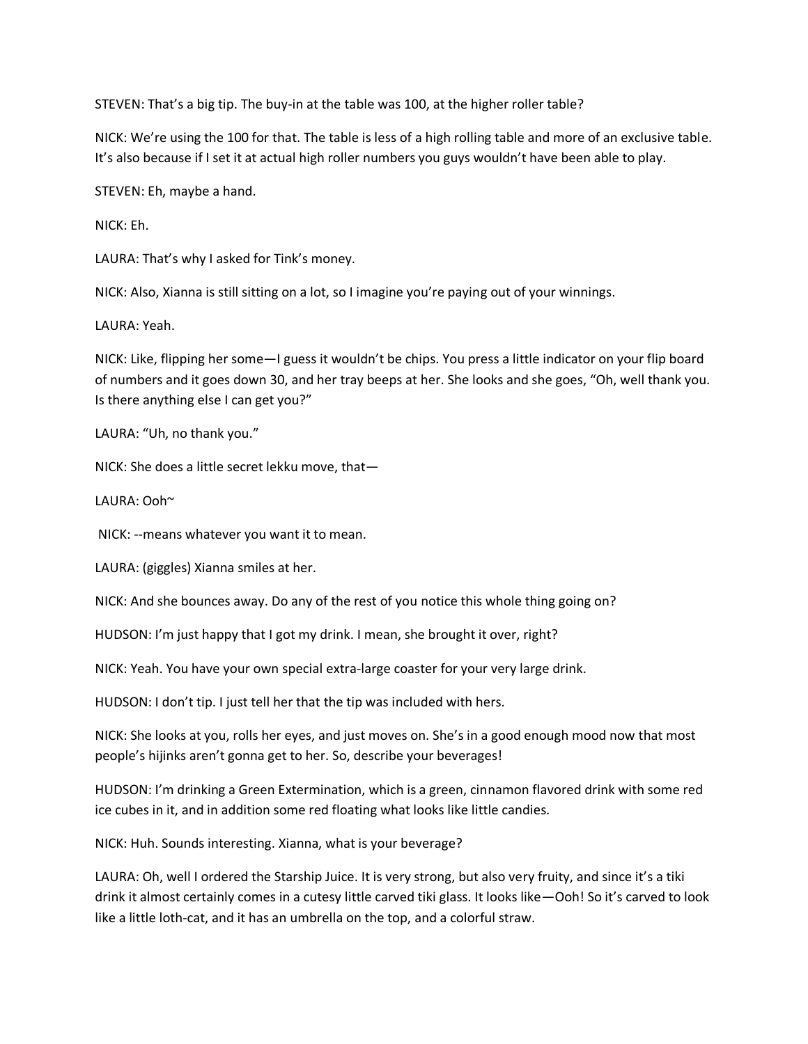STEVEN: That's a big tip. The buy-in at the table was 100, at the higher roller table?

NICK: We're using the 100 for that. The table is less of a high rolling table and more of an exclusive table. It's also because if I set it at actual high roller numbers you guys wouldn't have been able to play.

STEVEN: Eh, maybe a hand.

NICK: Eh.

LAURA: That's why I asked for Tink's money.

NICK: Also, Xianna is still sitting on a lot, so I imagine you're paying out of your winnings.

LAURA: Yeah.

NICK: Like, flipping her some—I guess it wouldn't be chips. You press a little indicator on your flip board of numbers and it goes down 30, and her tray beeps at her. She looks and she goes, "Oh, well thank you. Is there anything else I can get you?"

LAURA: "Uh, no thank you."

NICK: She does a little secret lekku move, that—

LAURA: Ooh~

NICK: --means whatever you want it to mean.

LAURA: (giggles) Xianna smiles at her.

NICK: And she bounces away. Do any of the rest of you notice this whole thing going on?

HUDSON: I'm just happy that I got my drink. I mean, she brought it over, right?

NICK: Yeah. You have your own special extra-large coaster for your very large drink.

HUDSON: I don't tip. I just tell her that the tip was included with hers.

NICK: She looks at you, rolls her eyes, and just moves on. She's in a good enough mood now that most people's hijinks aren't gonna get to her. So, describe your beverages!

HUDSON: I'm drinking a Green Extermination, which is a green, cinnamon flavored drink with some red ice cubes in it, and in addition some red floating what looks like little candies.

NICK: Huh. Sounds interesting. Xianna, what is your beverage?

LAURA: Oh, well I ordered the Starship Juice. It is very strong, but also very fruity, and since it's a tiki drink it almost certainly comes in a cutesy little carved tiki glass. It looks like—Ooh! So it's carved to look like a little loth-cat, and it has an umbrella on the top, and a colorful straw.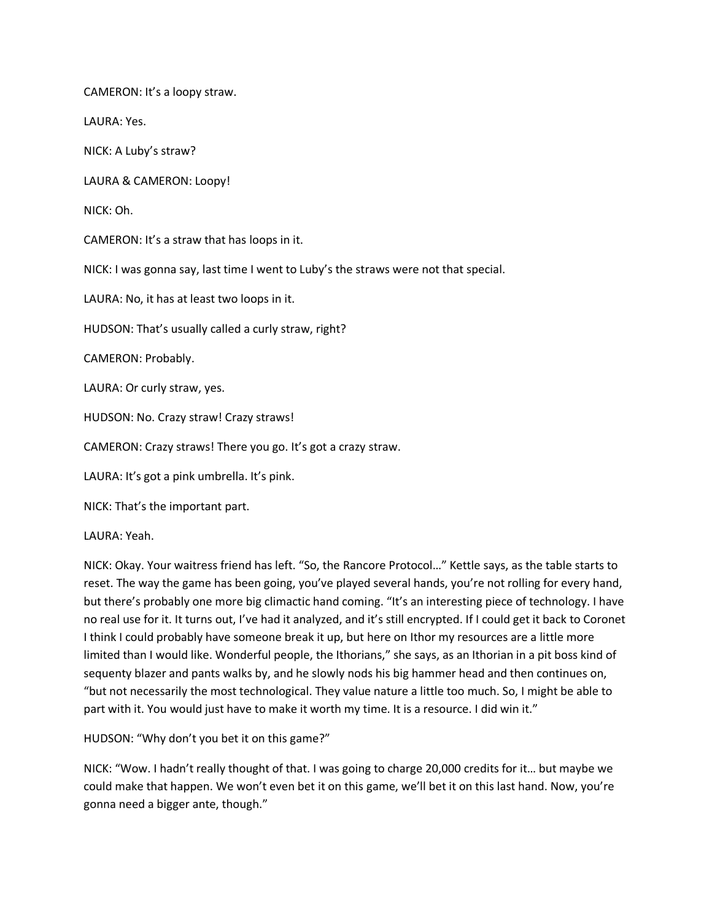CAMERON: It's a loopy straw.

LAURA: Yes.

NICK: A Luby's straw?

LAURA & CAMERON: Loopy!

NICK: Oh.

CAMERON: It's a straw that has loops in it.

NICK: I was gonna say, last time I went to Luby's the straws were not that special.

LAURA: No, it has at least two loops in it.

HUDSON: That's usually called a curly straw, right?

CAMERON: Probably.

LAURA: Or curly straw, yes.

HUDSON: No. Crazy straw! Crazy straws!

CAMERON: Crazy straws! There you go. It's got a crazy straw.

LAURA: It's got a pink umbrella. It's pink.

NICK: That's the important part.

LAURA: Yeah.

NICK: Okay. Your waitress friend has left. "So, the Rancore Protocol…" Kettle says, as the table starts to reset. The way the game has been going, you've played several hands, you're not rolling for every hand, but there's probably one more big climactic hand coming. "It's an interesting piece of technology. I have no real use for it. It turns out, I've had it analyzed, and it's still encrypted. If I could get it back to Coronet I think I could probably have someone break it up, but here on Ithor my resources are a little more limited than I would like. Wonderful people, the Ithorians," she says, as an Ithorian in a pit boss kind of sequenty blazer and pants walks by, and he slowly nods his big hammer head and then continues on, "but not necessarily the most technological. They value nature a little too much. So, I might be able to part with it. You would just have to make it worth my time. It is a resource. I did win it."

HUDSON: "Why don't you bet it on this game?"

NICK: "Wow. I hadn't really thought of that. I was going to charge 20,000 credits for it… but maybe we could make that happen. We won't even bet it on this game, we'll bet it on this last hand. Now, you're gonna need a bigger ante, though."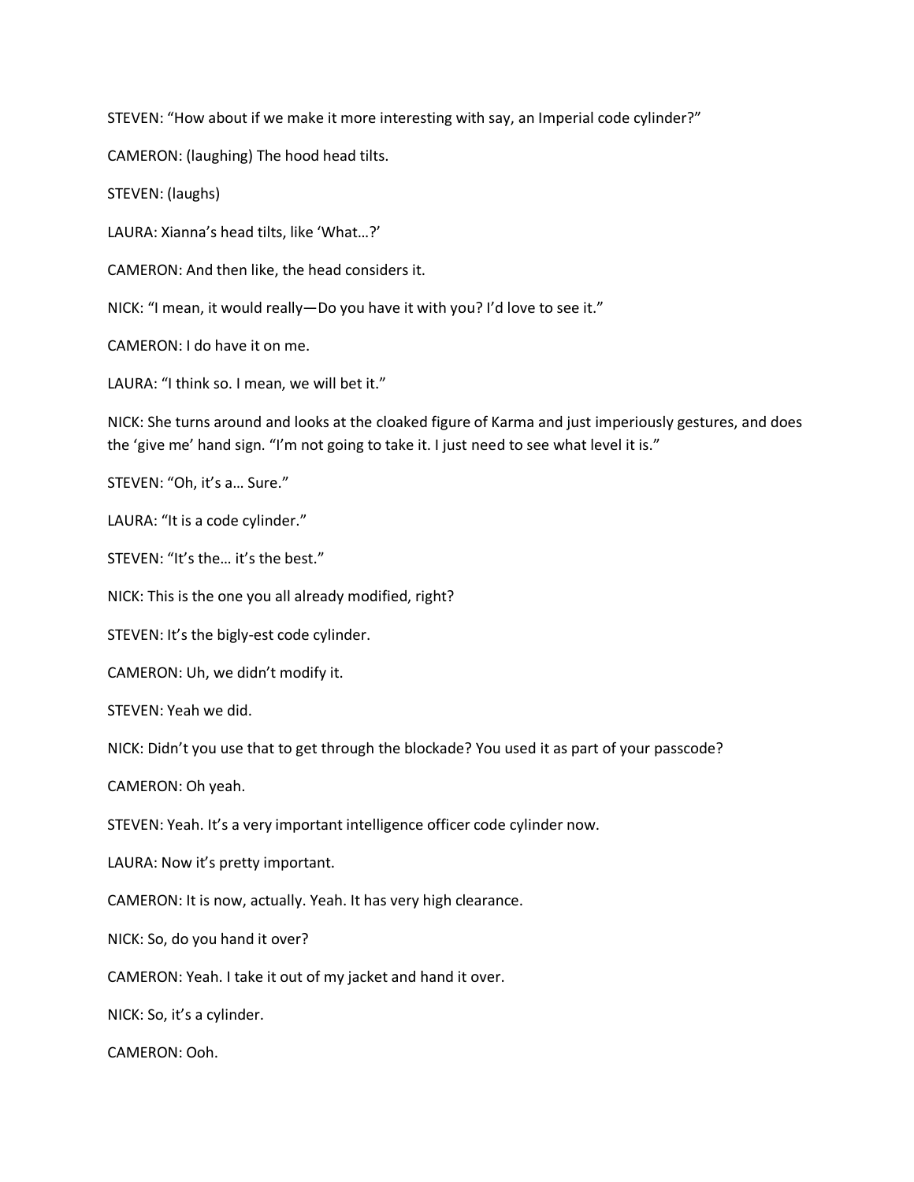STEVEN: “How about if we make it more interesting with say, an Imperial code cylinder?”

CAMERON: (laughing) The hood head tilts.

STEVEN: (laughs)

LAURA: Xianna’s head tilts, like ‘What…?’

CAMERON: And then like, the head considers it.

NICK: “I mean, it would really—Do you have it with you? I’d love to see it.”

CAMERON: I do have it on me.

LAURA: “I think so. I mean, we will bet it.”

NICK: She turns around and looks at the cloaked figure of Karma and just imperiously gestures, and does the ‘give me’ hand sign. “I’m not going to take it. I just need to see what level it is.”

STEVEN: “Oh, it’s a… Sure.”

LAURA: “It is a code cylinder.”

STEVEN: “It’s the… it’s the best.”

NICK: This is the one you all already modified, right?

STEVEN: It’s the bigly-est code cylinder.

CAMERON: Uh, we didn’t modify it.

STEVEN: Yeah we did.

NICK: Didn’t you use that to get through the blockade? You used it as part of your passcode?

CAMERON: Oh yeah.

STEVEN: Yeah. It’s a very important intelligence officer code cylinder now.

LAURA: Now it’s pretty important.

CAMERON: It is now, actually. Yeah. It has very high clearance.

NICK: So, do you hand it over?

CAMERON: Yeah. I take it out of my jacket and hand it over.

NICK: So, it’s a cylinder.

CAMERON: Ooh.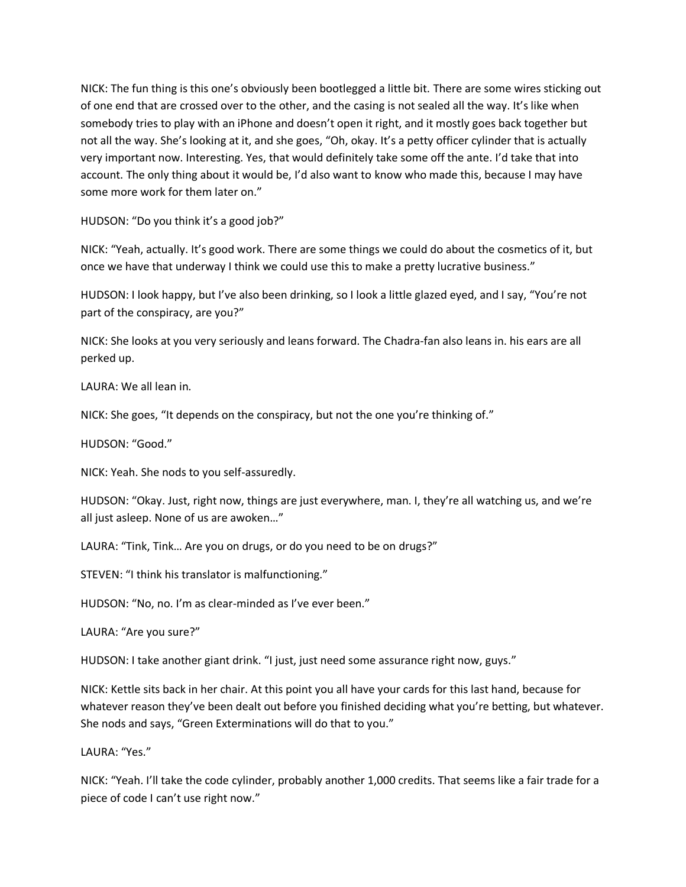NICK: The fun thing is this one's obviously been bootlegged a little bit. There are some wires sticking out of one end that are crossed over to the other, and the casing is not sealed all the way. It's like when somebody tries to play with an iPhone and doesn't open it right, and it mostly goes back together but not all the way. She's looking at it, and she goes, "Oh, okay. It's a petty officer cylinder that is actually very important now. Interesting. Yes, that would definitely take some off the ante. I'd take that into account. The only thing about it would be, I'd also want to know who made this, because I may have some more work for them later on."

HUDSON: "Do you think it's a good job?"

NICK: "Yeah, actually. It's good work. There are some things we could do about the cosmetics of it, but once we have that underway I think we could use this to make a pretty lucrative business."

HUDSON: I look happy, but I've also been drinking, so I look a little glazed eyed, and I say, "You're not part of the conspiracy, are you?"

NICK: She looks at you very seriously and leans forward. The Chadra-fan also leans in. his ears are all perked up.

LAURA: We all lean in.

NICK: She goes, "It depends on the conspiracy, but not the one you're thinking of."

HUDSON: "Good."

NICK: Yeah. She nods to you self-assuredly.

HUDSON: "Okay. Just, right now, things are just everywhere, man. I, they're all watching us, and we're all just asleep. None of us are awoken…"

LAURA: "Tink, Tink… Are you on drugs, or do you need to be on drugs?"

STEVEN: "I think his translator is malfunctioning."

HUDSON: "No, no. I'm as clear-minded as I've ever been."

LAURA: "Are you sure?"

HUDSON: I take another giant drink. "I just, just need some assurance right now, guys."

NICK: Kettle sits back in her chair. At this point you all have your cards for this last hand, because for whatever reason they've been dealt out before you finished deciding what you're betting, but whatever. She nods and says, "Green Exterminations will do that to you."

LAURA: "Yes."

NICK: "Yeah. I'll take the code cylinder, probably another 1,000 credits. That seems like a fair trade for a piece of code I can't use right now."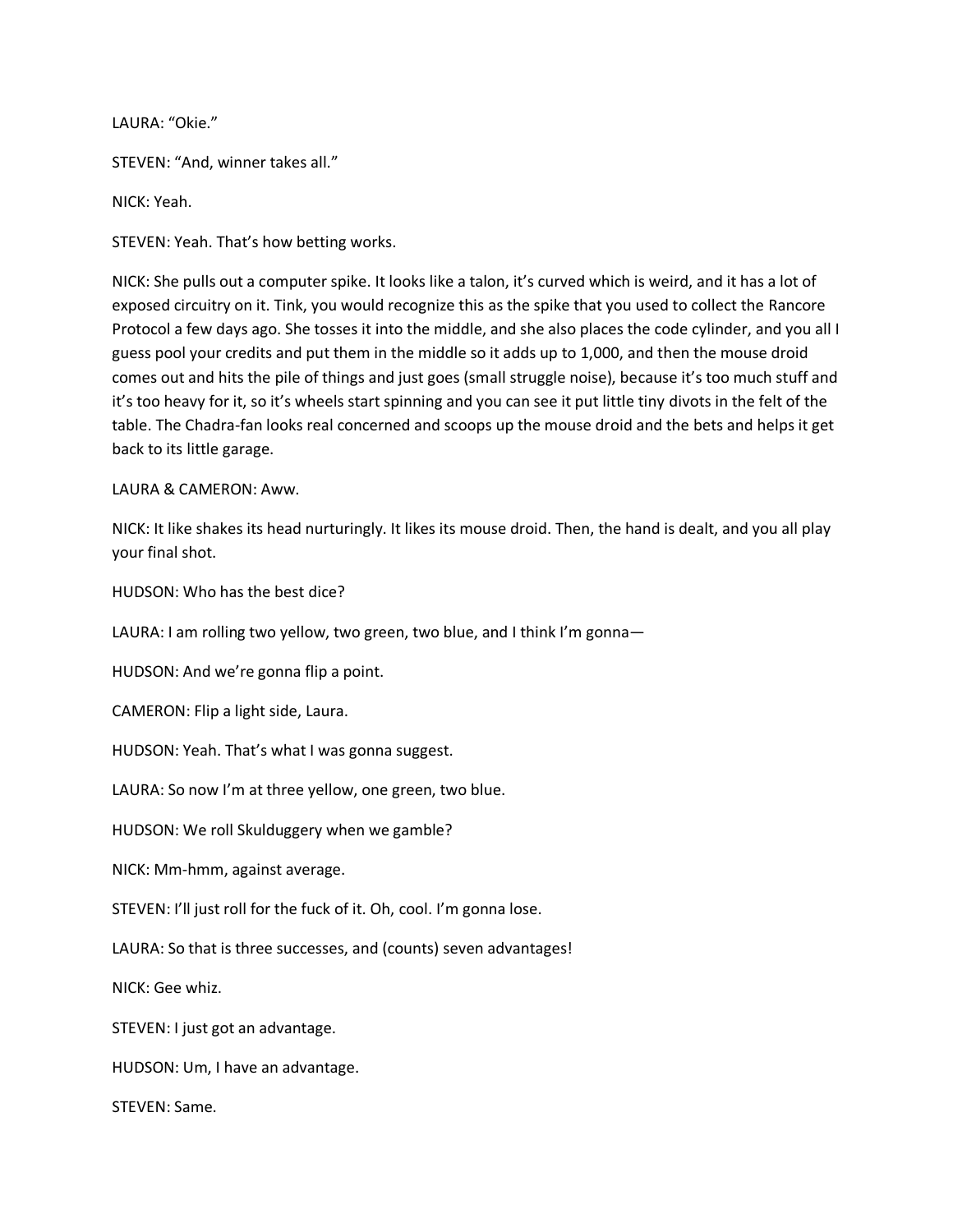LAURA: “Okie.”

STEVEN: “And, winner takes all.”

NICK: Yeah.

STEVEN: Yeah. That’s how betting works.

NICK: She pulls out a computer spike. It looks like a talon, it’s curved which is weird, and it has a lot of exposed circuitry on it. Tink, you would recognize this as the spike that you used to collect the Rancore Protocol a few days ago. She tosses it into the middle, and she also places the code cylinder, and you all I guess pool your credits and put them in the middle so it adds up to 1,000, and then the mouse droid comes out and hits the pile of things and just goes (small struggle noise), because it’s too much stuff and it’s too heavy for it, so it’s wheels start spinning and you can see it put little tiny divots in the felt of the table. The Chadra-fan looks real concerned and scoops up the mouse droid and the bets and helps it get back to its little garage.

LAURA & CAMERON: Aww.

NICK: It like shakes its head nurturingly. It likes its mouse droid. Then, the hand is dealt, and you all play your final shot.

HUDSON: Who has the best dice?

LAURA: I am rolling two yellow, two green, two blue, and I think I’m gonna—

HUDSON: And we’re gonna flip a point.

CAMERON: Flip a light side, Laura.

HUDSON: Yeah. That’s what I was gonna suggest.

LAURA: So now I’m at three yellow, one green, two blue.

HUDSON: We roll Skulduggery when we gamble?

NICK: Mm-hmm, against average.

STEVEN: I’ll just roll for the fuck of it. Oh, cool. I’m gonna lose.

LAURA: So that is three successes, and (counts) seven advantages!

NICK: Gee whiz.

STEVEN: I just got an advantage.

HUDSON: Um, I have an advantage.

STEVEN: Same.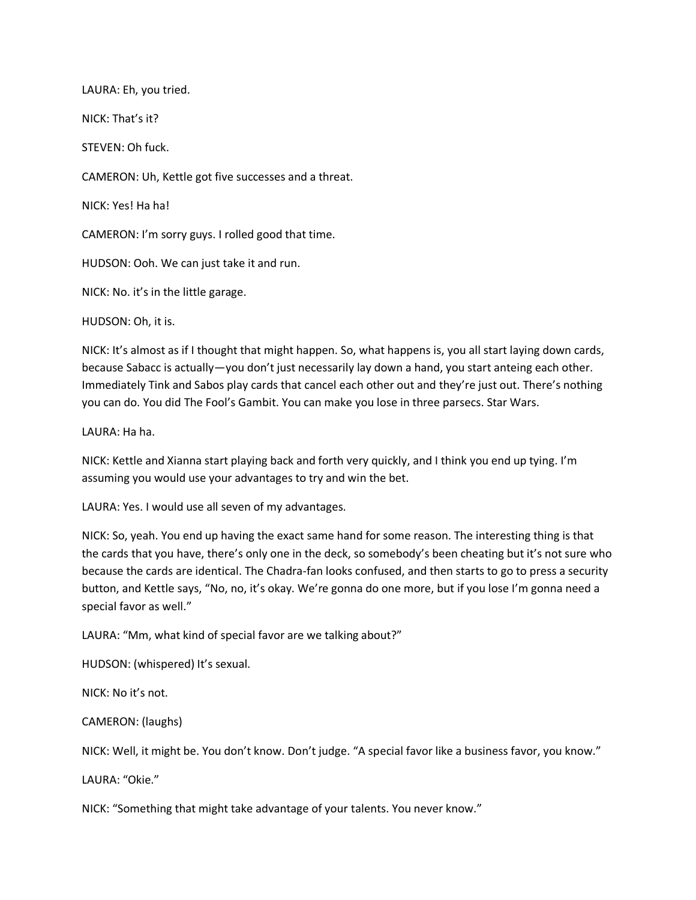LAURA: Eh, you tried.

NICK: That's it?

STEVEN: Oh fuck.

CAMERON: Uh, Kettle got five successes and a threat.

NICK: Yes! Ha ha!

CAMERON: I'm sorry guys. I rolled good that time.

HUDSON: Ooh. We can just take it and run.

NICK: No. it's in the little garage.

HUDSON: Oh, it is.

NICK: It's almost as if I thought that might happen. So, what happens is, you all start laying down cards, because Sabacc is actually—you don't just necessarily lay down a hand, you start anteing each other. Immediately Tink and Sabos play cards that cancel each other out and they're just out. There's nothing you can do. You did The Fool's Gambit. You can make you lose in three parsecs. Star Wars.

LAURA: Ha ha.

NICK: Kettle and Xianna start playing back and forth very quickly, and I think you end up tying. I'm assuming you would use your advantages to try and win the bet.

LAURA: Yes. I would use all seven of my advantages.

NICK: So, yeah. You end up having the exact same hand for some reason. The interesting thing is that the cards that you have, there's only one in the deck, so somebody's been cheating but it's not sure who because the cards are identical. The Chadra-fan looks confused, and then starts to go to press a security button, and Kettle says, "No, no, it's okay. We're gonna do one more, but if you lose I'm gonna need a special favor as well."

LAURA: "Mm, what kind of special favor are we talking about?"

HUDSON: (whispered) It's sexual.

NICK: No it's not.

CAMERON: (laughs)

NICK: Well, it might be. You don't know. Don't judge. "A special favor like a business favor, you know."

LAURA: "Okie."

NICK: "Something that might take advantage of your talents. You never know."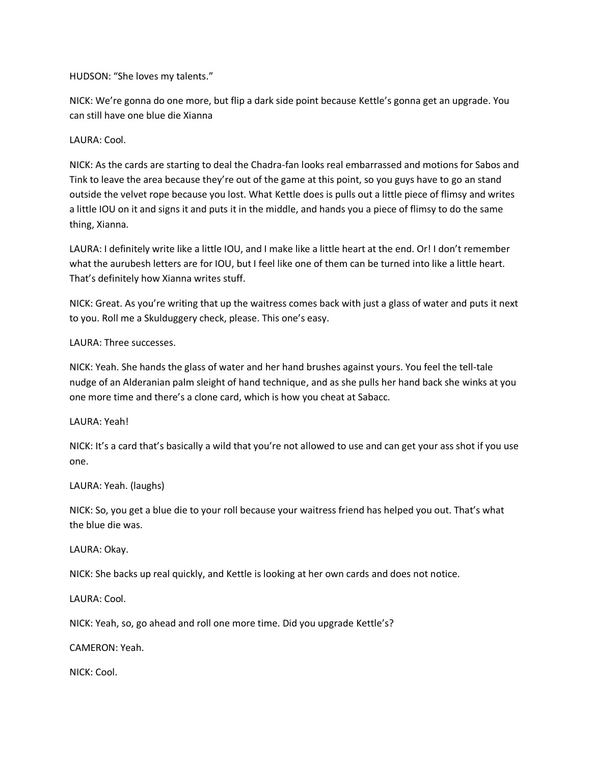HUDSON: "She loves my talents."

NICK: We're gonna do one more, but flip a dark side point because Kettle's gonna get an upgrade. You can still have one blue die Xianna

LAURA: Cool.

NICK: As the cards are starting to deal the Chadra-fan looks real embarrassed and motions for Sabos and Tink to leave the area because they're out of the game at this point, so you guys have to go an stand outside the velvet rope because you lost. What Kettle does is pulls out a little piece of flimsy and writes a little IOU on it and signs it and puts it in the middle, and hands you a piece of flimsy to do the same thing, Xianna.

LAURA: I definitely write like a little IOU, and I make like a little heart at the end. Or! I don't remember what the aurubesh letters are for IOU, but I feel like one of them can be turned into like a little heart. That's definitely how Xianna writes stuff.

NICK: Great. As you're writing that up the waitress comes back with just a glass of water and puts it next to you. Roll me a Skulduggery check, please. This one's easy.

LAURA: Three successes.

NICK: Yeah. She hands the glass of water and her hand brushes against yours. You feel the tell-tale nudge of an Alderanian palm sleight of hand technique, and as she pulls her hand back she winks at you one more time and there's a clone card, which is how you cheat at Sabacc.

LAURA: Yeah!

NICK: It's a card that's basically a wild that you're not allowed to use and can get your ass shot if you use one.

LAURA: Yeah. (laughs)

NICK: So, you get a blue die to your roll because your waitress friend has helped you out. That's what the blue die was.

LAURA: Okay.

NICK: She backs up real quickly, and Kettle is looking at her own cards and does not notice.

LAURA: Cool.

NICK: Yeah, so, go ahead and roll one more time. Did you upgrade Kettle's?

CAMERON: Yeah.

NICK: Cool.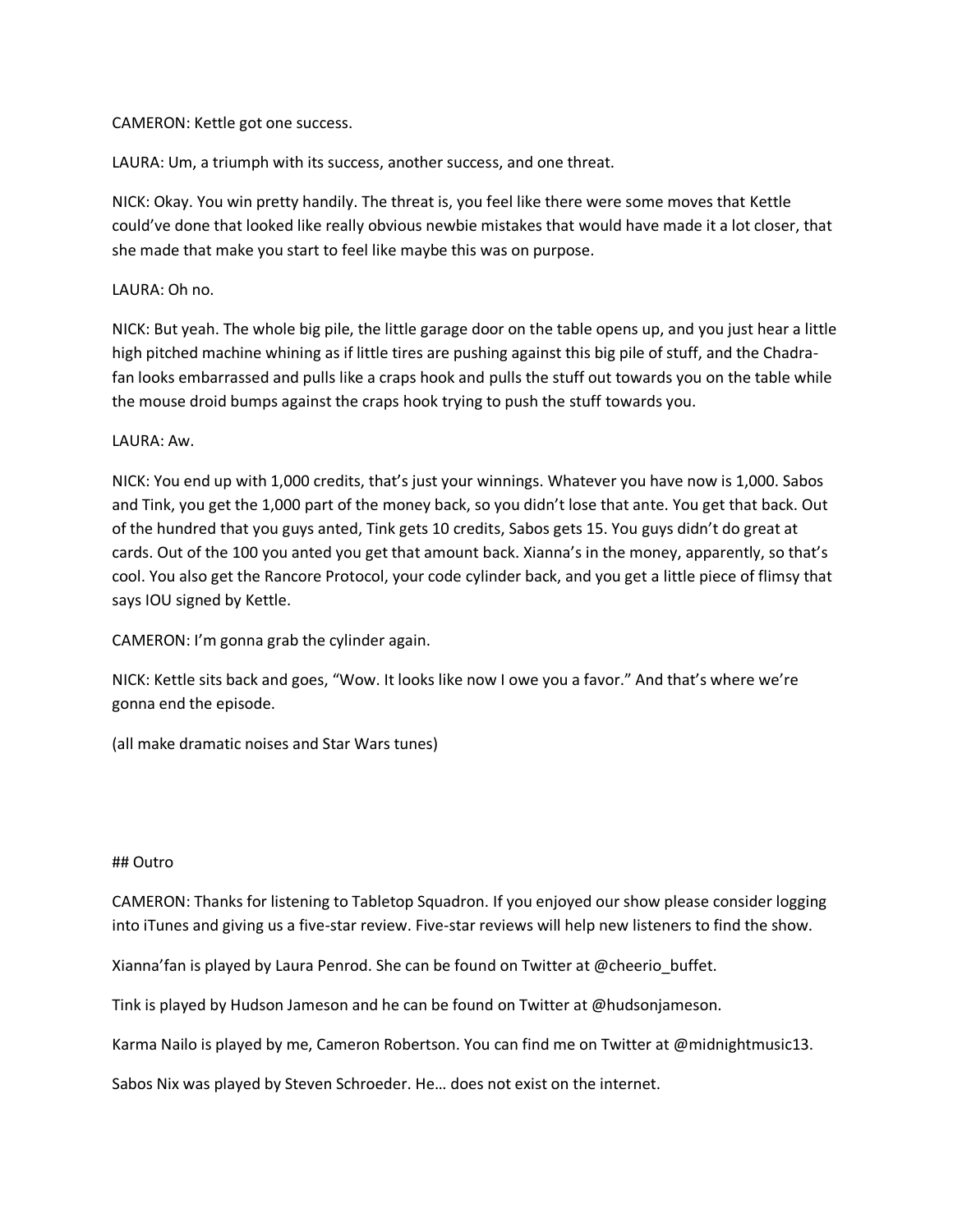CAMERON: Kettle got one success.

LAURA: Um, a triumph with its success, another success, and one threat.

NICK: Okay. You win pretty handily. The threat is, you feel like there were some moves that Kettle could've done that looked like really obvious newbie mistakes that would have made it a lot closer, that she made that make you start to feel like maybe this was on purpose.

LAURA: Oh no.

NICK: But yeah. The whole big pile, the little garage door on the table opens up, and you just hear a little high pitched machine whining as if little tires are pushing against this big pile of stuff, and the Chadra-fan looks embarrassed and pulls like a craps hook and pulls the stuff out towards you on the table while the mouse droid bumps against the craps hook trying to push the stuff towards you.

LAURA: Aw.

NICK: You end up with 1,000 credits, that's just your winnings. Whatever you have now is 1,000. Sabos and Tink, you get the 1,000 part of the money back, so you didn't lose that ante. You get that back. Out of the hundred that you guys anted, Tink gets 10 credits, Sabos gets 15. You guys didn't do great at cards. Out of the 100 you anted you get that amount back. Xianna's in the money, apparently, so that's cool. You also get the Rancore Protocol, your code cylinder back, and you get a little piece of flimsy that says IOU signed by Kettle.

CAMERON: I'm gonna grab the cylinder again.

NICK: Kettle sits back and goes, "Wow. It looks like now I owe you a favor." And that's where we're gonna end the episode.

(all make dramatic noises and Star Wars tunes)

## Outro

CAMERON: Thanks for listening to Tabletop Squadron. If you enjoyed our show please consider logging into iTunes and giving us a five-star review. Five-star reviews will help new listeners to find the show.

Xianna'fan is played by Laura Penrod. She can be found on Twitter at @cheerio_buffet.

Tink is played by Hudson Jameson and he can be found on Twitter at @hudsonjameson.

Karma Nailo is played by me, Cameron Robertson. You can find me on Twitter at @midnightmusic13.

Sabos Nix was played by Steven Schroeder. He… does not exist on the internet.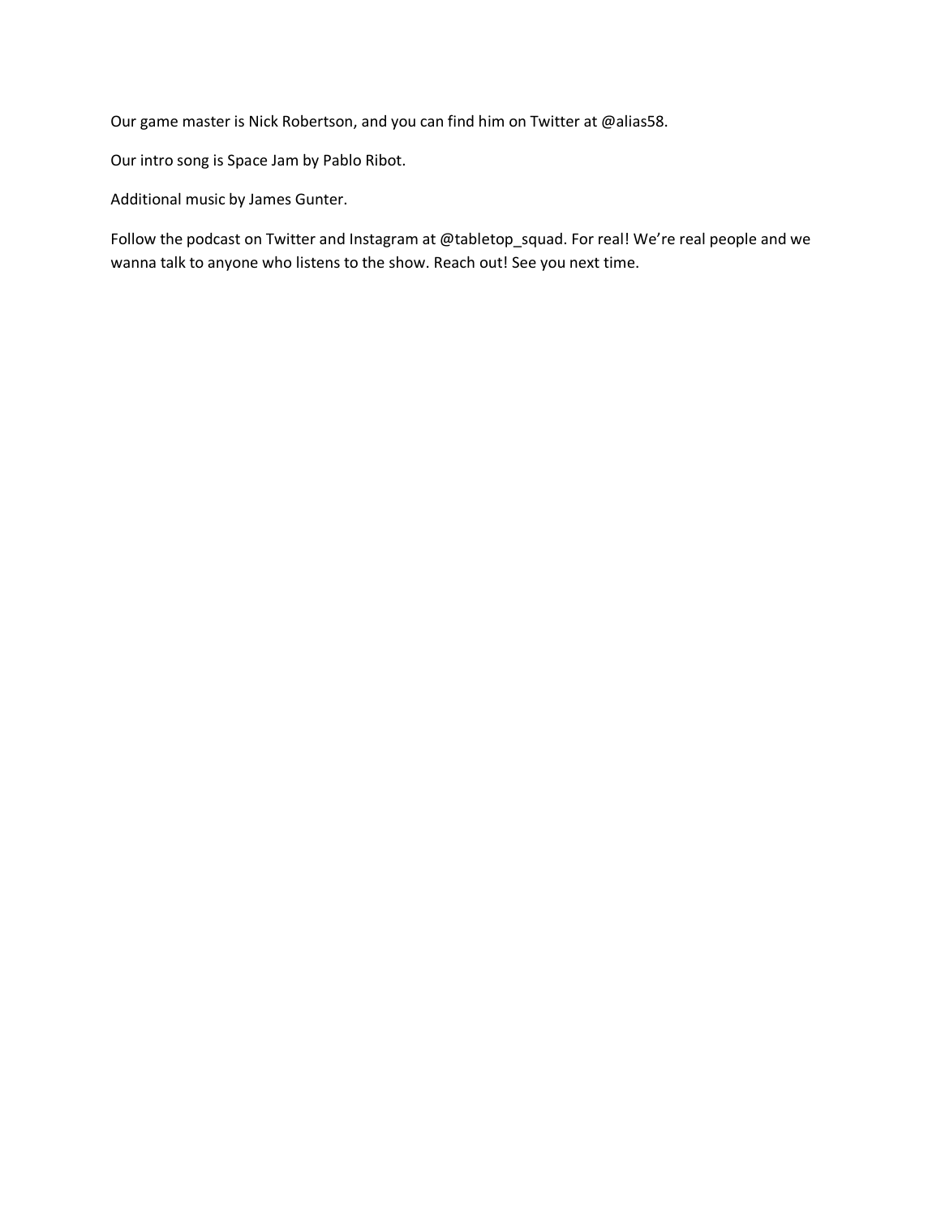Our game master is Nick Robertson, and you can find him on Twitter at @alias58.

Our intro song is Space Jam by Pablo Ribot.

Additional music by James Gunter.

Follow the podcast on Twitter and Instagram at @tabletop_squad. For real! We're real people and we wanna talk to anyone who listens to the show. Reach out! See you next time.